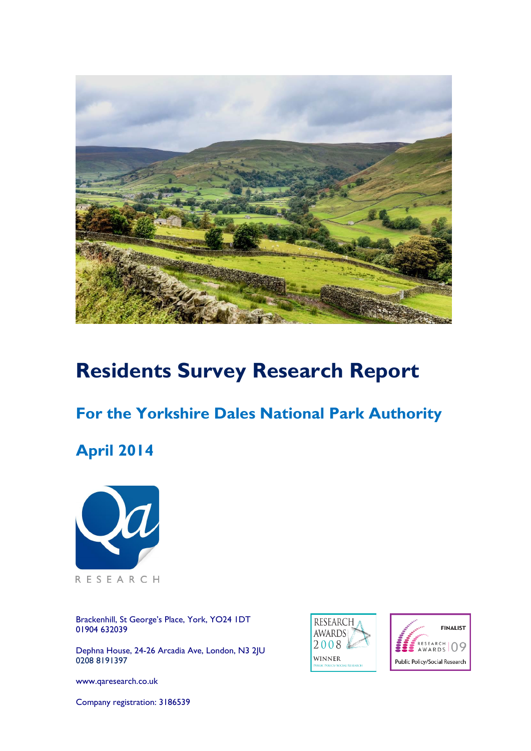# Residents Survey Research Report

## For the Yorkshire Dales National Park Authority

## April 2014

RESEARCH

Brackenhill, St George's Place, York, YO24 1DT
01904 632039

Dephna House, 24-26 Arcadia Ave, London, N3 2JU
0208 8191397

www.qaresearch.co.uk

Company registration: 3186539

RESEARCH AWARDS 2008 WINNER Public Policy/Social Research

FINALIST RESEARCH AWARDS 09 Public Policy/Social Research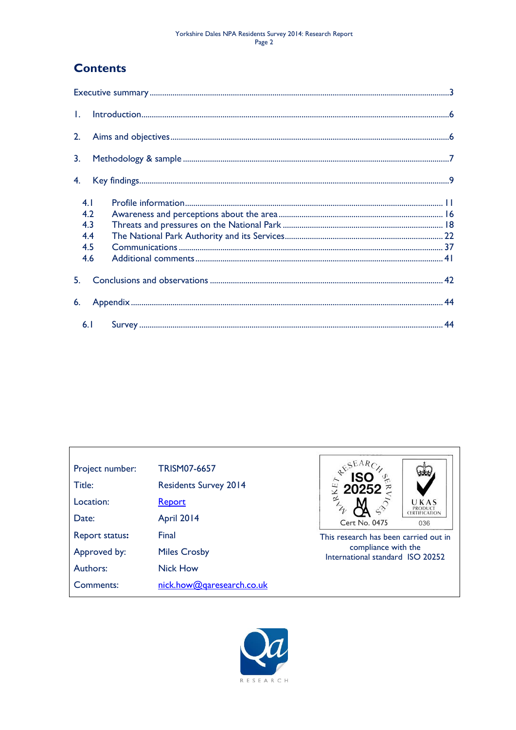# Contents

Executive summary ............................................................ 3

1. Introduction ............................................................ 6
2. Aims and objectives ............................................................ 6
3. Methodology & sample ............................................................ 7
4. Key findings ............................................................ 9
   - 4.1 Profile information ............................................................ 11
   - 4.2 Awareness and perceptions about the area ............................................................ 16
   - 4.3 Threats and pressures on the National Park ............................................................ 18
   - 4.4 The National Park Authority and its Services ............................................................ 22
   - 4.5 Communications ............................................................ 37
   - 4.6 Additional comments ............................................................ 41
5. Conclusions and observations ............................................................ 42
6. Appendix ............................................................ 44
   - 6.1 Survey ............................................................ 44

| | |
|---|---|
| Project number: | TRISM07-6657 |
| Title: | Residents Survey 2014 |
| Location: | Report |
| Date: | April 2014 |
| Report status: | Final |
| Approved by: | Miles Crosby |
| Authors: | Nick How |
| Comments: | nick.how@qaresearch.co.uk |

MARKET RESEARCH SERVICES ISO 20252 MQA Cert No. 0475

UKAS PRODUCT CERTIFICATION 036

This research has been carried out in compliance with the International standard ISO 20252

Qa RESEARCH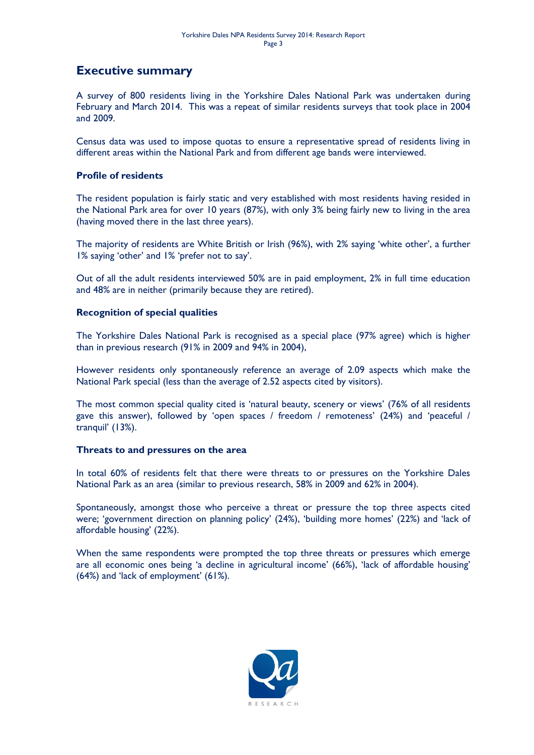## Executive summary

A survey of 800 residents living in the Yorkshire Dales National Park was undertaken during February and March 2014. This was a repeat of similar residents surveys that took place in 2004 and 2009.

Census data was used to impose quotas to ensure a representative spread of residents living in different areas within the National Park and from different age bands were interviewed.

### Profile of residents

The resident population is fairly static and very established with most residents having resided in the National Park area for over 10 years (87%), with only 3% being fairly new to living in the area (having moved there in the last three years).

The majority of residents are White British or Irish (96%), with 2% saying 'white other', a further 1% saying 'other' and 1% 'prefer not to say'.

Out of all the adult residents interviewed 50% are in paid employment, 2% in full time education and 48% are in neither (primarily because they are retired).

### Recognition of special qualities

The Yorkshire Dales National Park is recognised as a special place (97% agree) which is higher than in previous research (91% in 2009 and 94% in 2004),

However residents only spontaneously reference an average of 2.09 aspects which make the National Park special (less than the average of 2.52 aspects cited by visitors).

The most common special quality cited is 'natural beauty, scenery or views' (76% of all residents gave this answer), followed by 'open spaces / freedom / remoteness' (24%) and 'peaceful / tranquil' (13%).

### Threats to and pressures on the area

In total 60% of residents felt that there were threats to or pressures on the Yorkshire Dales National Park as an area (similar to previous research, 58% in 2009 and 62% in 2004).

Spontaneously, amongst those who perceive a threat or pressure the top three aspects cited were; 'government direction on planning policy' (24%), 'building more homes' (22%) and 'lack of affordable housing' (22%).

When the same respondents were prompted the top three threats or pressures which emerge are all economic ones being 'a decline in agricultural income' (66%), 'lack of affordable housing' (64%) and 'lack of employment' (61%).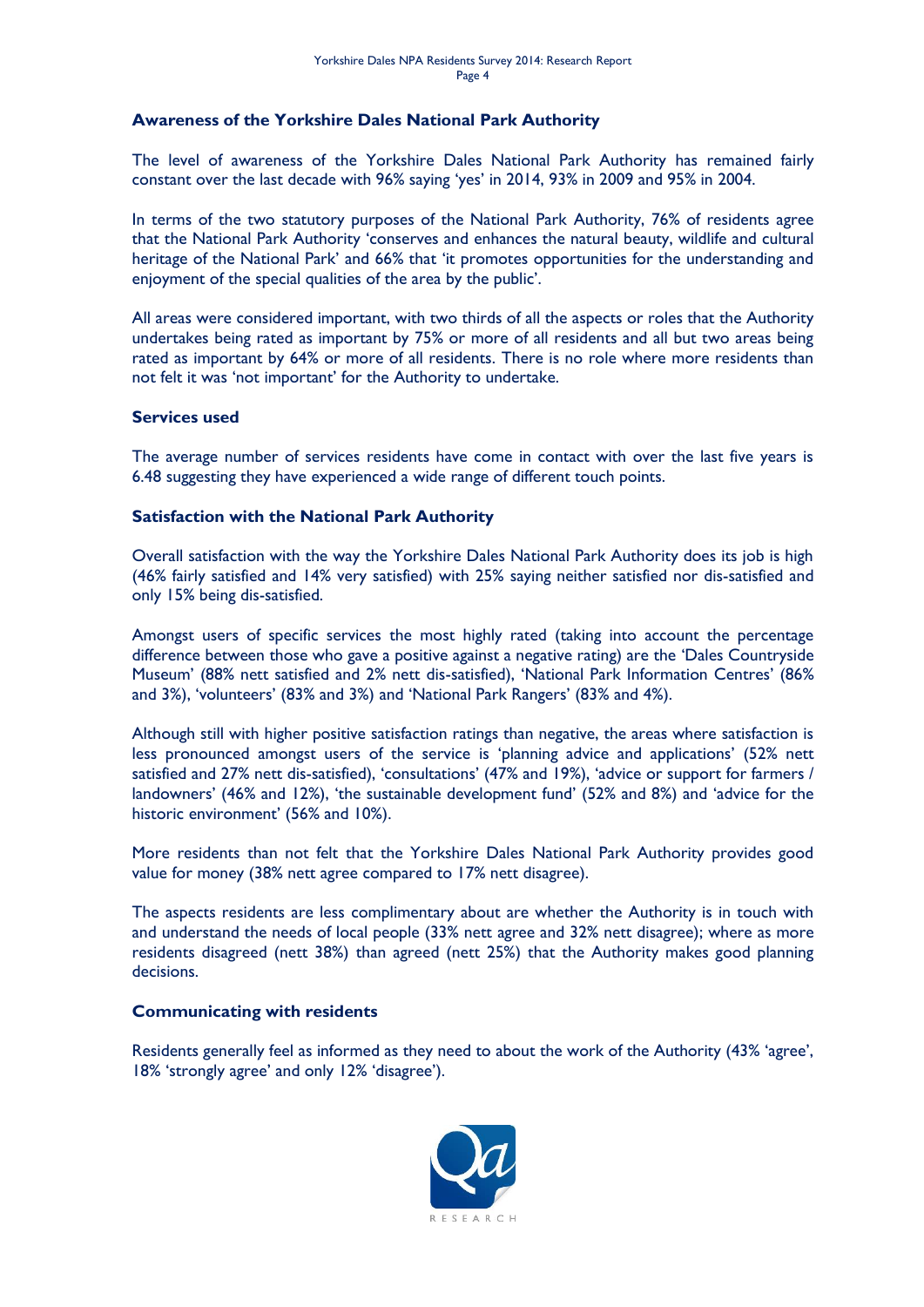### Awareness of the Yorkshire Dales National Park Authority

The level of awareness of the Yorkshire Dales National Park Authority has remained fairly constant over the last decade with 96% saying 'yes' in 2014, 93% in 2009 and 95% in 2004.

In terms of the two statutory purposes of the National Park Authority, 76% of residents agree that the National Park Authority 'conserves and enhances the natural beauty, wildlife and cultural heritage of the National Park' and 66% that 'it promotes opportunities for the understanding and enjoyment of the special qualities of the area by the public'.

All areas were considered important, with two thirds of all the aspects or roles that the Authority undertakes being rated as important by 75% or more of all residents and all but two areas being rated as important by 64% or more of all residents. There is no role where more residents than not felt it was 'not important' for the Authority to undertake.

### Services used

The average number of services residents have come in contact with over the last five years is 6.48 suggesting they have experienced a wide range of different touch points.

### Satisfaction with the National Park Authority

Overall satisfaction with the way the Yorkshire Dales National Park Authority does its job is high (46% fairly satisfied and 14% very satisfied) with 25% saying neither satisfied nor dis-satisfied and only 15% being dis-satisfied.

Amongst users of specific services the most highly rated (taking into account the percentage difference between those who gave a positive against a negative rating) are the 'Dales Countryside Museum' (88% nett satisfied and 2% nett dis-satisfied), 'National Park Information Centres' (86% and 3%), 'volunteers' (83% and 3%) and 'National Park Rangers' (83% and 4%).

Although still with higher positive satisfaction ratings than negative, the areas where satisfaction is less pronounced amongst users of the service is 'planning advice and applications' (52% nett satisfied and 27% nett dis-satisfied), 'consultations' (47% and 19%), 'advice or support for farmers / landowners' (46% and 12%), 'the sustainable development fund' (52% and 8%) and 'advice for the historic environment' (56% and 10%).

More residents than not felt that the Yorkshire Dales National Park Authority provides good value for money (38% nett agree compared to 17% nett disagree).

The aspects residents are less complimentary about are whether the Authority is in touch with and understand the needs of local people (33% nett agree and 32% nett disagree); where as more residents disagreed (nett 38%) than agreed (nett 25%) that the Authority makes good planning decisions.

### Communicating with residents

Residents generally feel as informed as they need to about the work of the Authority (43% 'agree', 18% 'strongly agree' and only 12% 'disagree').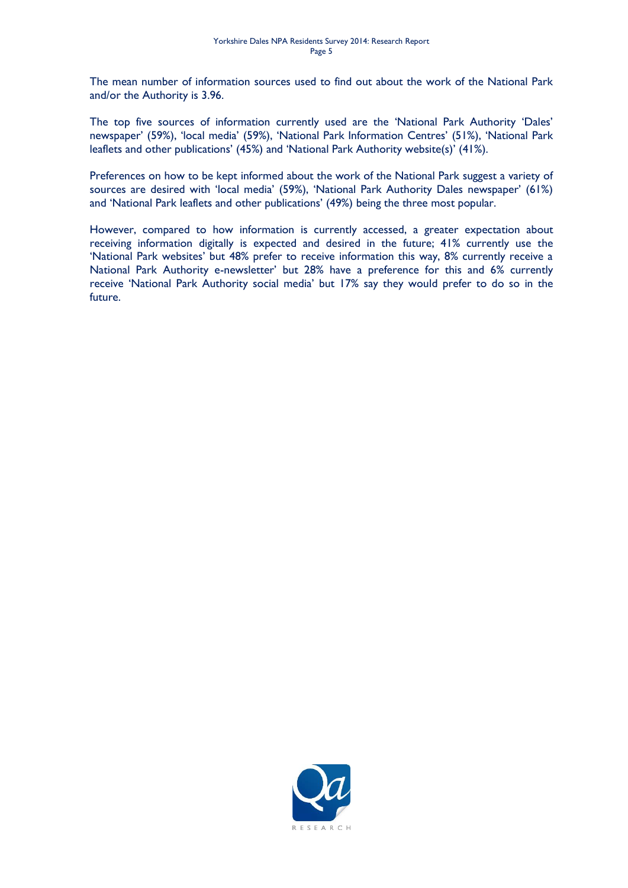The mean number of information sources used to find out about the work of the National Park and/or the Authority is 3.96.

The top five sources of information currently used are the 'National Park Authority 'Dales' newspaper' (59%), 'local media' (59%), 'National Park Information Centres' (51%), 'National Park leaflets and other publications' (45%) and 'National Park Authority website(s)' (41%).

Preferences on how to be kept informed about the work of the National Park suggest a variety of sources are desired with 'local media' (59%), 'National Park Authority Dales newspaper' (61%) and 'National Park leaflets and other publications' (49%) being the three most popular.

However, compared to how information is currently accessed, a greater expectation about receiving information digitally is expected and desired in the future; 41% currently use the 'National Park websites' but 48% prefer to receive information this way, 8% currently receive a National Park Authority e-newsletter' but 28% have a preference for this and 6% currently receive 'National Park Authority social media' but 17% say they would prefer to do so in the future.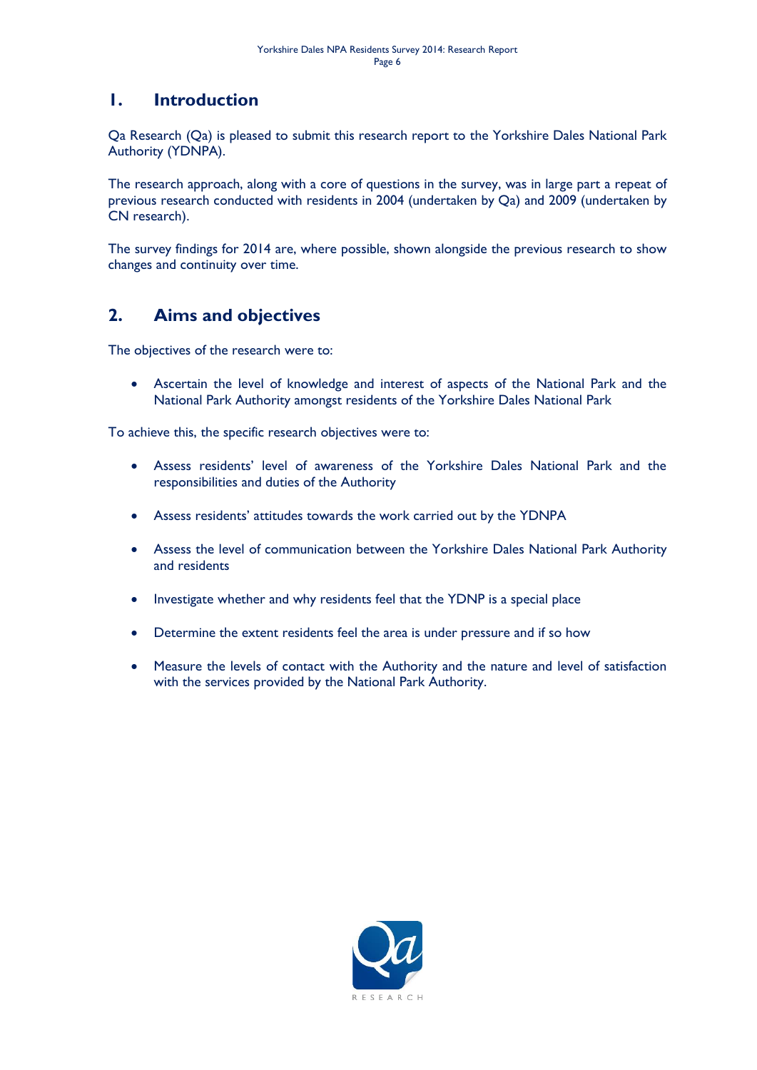# 1. Introduction

Qa Research (Qa) is pleased to submit this research report to the Yorkshire Dales National Park Authority (YDNPA).

The research approach, along with a core of questions in the survey, was in large part a repeat of previous research conducted with residents in 2004 (undertaken by Qa) and 2009 (undertaken by CN research).

The survey findings for 2014 are, where possible, shown alongside the previous research to show changes and continuity over time.

# 2. Aims and objectives

The objectives of the research were to:

- Ascertain the level of knowledge and interest of aspects of the National Park and the National Park Authority amongst residents of the Yorkshire Dales National Park

To achieve this, the specific research objectives were to:

- Assess residents' level of awareness of the Yorkshire Dales National Park and the responsibilities and duties of the Authority
- Assess residents' attitudes towards the work carried out by the YDNPA
- Assess the level of communication between the Yorkshire Dales National Park Authority and residents
- Investigate whether and why residents feel that the YDNP is a special place
- Determine the extent residents feel the area is under pressure and if so how
- Measure the levels of contact with the Authority and the nature and level of satisfaction with the services provided by the National Park Authority.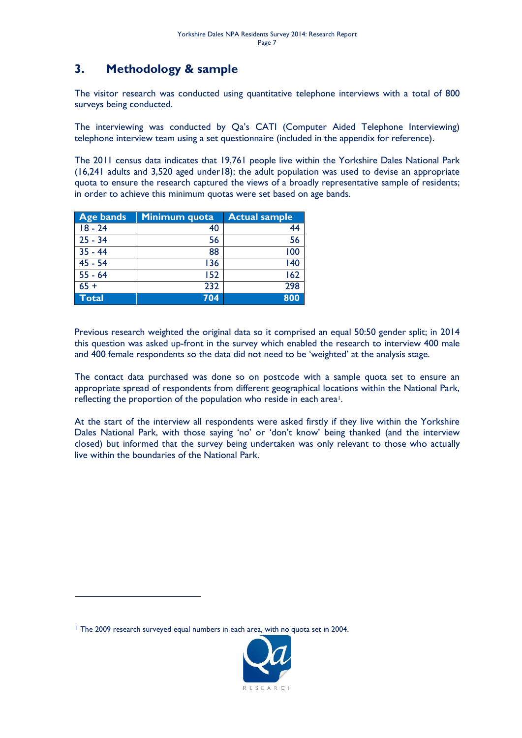## 3. Methodology & sample

The visitor research was conducted using quantitative telephone interviews with a total of 800 surveys being conducted.

The interviewing was conducted by Qa's CATI (Computer Aided Telephone Interviewing) telephone interview team using a set questionnaire (included in the appendix for reference).

The 2011 census data indicates that 19,761 people live within the Yorkshire Dales National Park (16,241 adults and 3,520 aged under18); the adult population was used to devise an appropriate quota to ensure the research captured the views of a broadly representative sample of residents; in order to achieve this minimum quotas were set based on age bands.

| Age bands | Minimum quota | Actual sample |
|---|---|---|
| 18 - 24 | 40 | 44 |
| 25 - 34 | 56 | 56 |
| 35 - 44 | 88 | 100 |
| 45 - 54 | 136 | 140 |
| 55 - 64 | 152 | 162 |
| 65 + | 232 | 298 |
| **Total** | **704** | **800** |

Previous research weighted the original data so it comprised an equal 50:50 gender split; in 2014 this question was asked up-front in the survey which enabled the research to interview 400 male and 400 female respondents so the data did not need to be 'weighted' at the analysis stage.

The contact data purchased was done so on postcode with a sample quota set to ensure an appropriate spread of respondents from different geographical locations within the National Park, reflecting the proportion of the population who reside in each area[1].

At the start of the interview all respondents were asked firstly if they live within the Yorkshire Dales National Park, with those saying 'no' or 'don't know' being thanked (and the interview closed) but informed that the survey being undertaken was only relevant to those who actually live within the boundaries of the National Park.

[1] The 2009 research surveyed equal numbers in each area, with no quota set in 2004.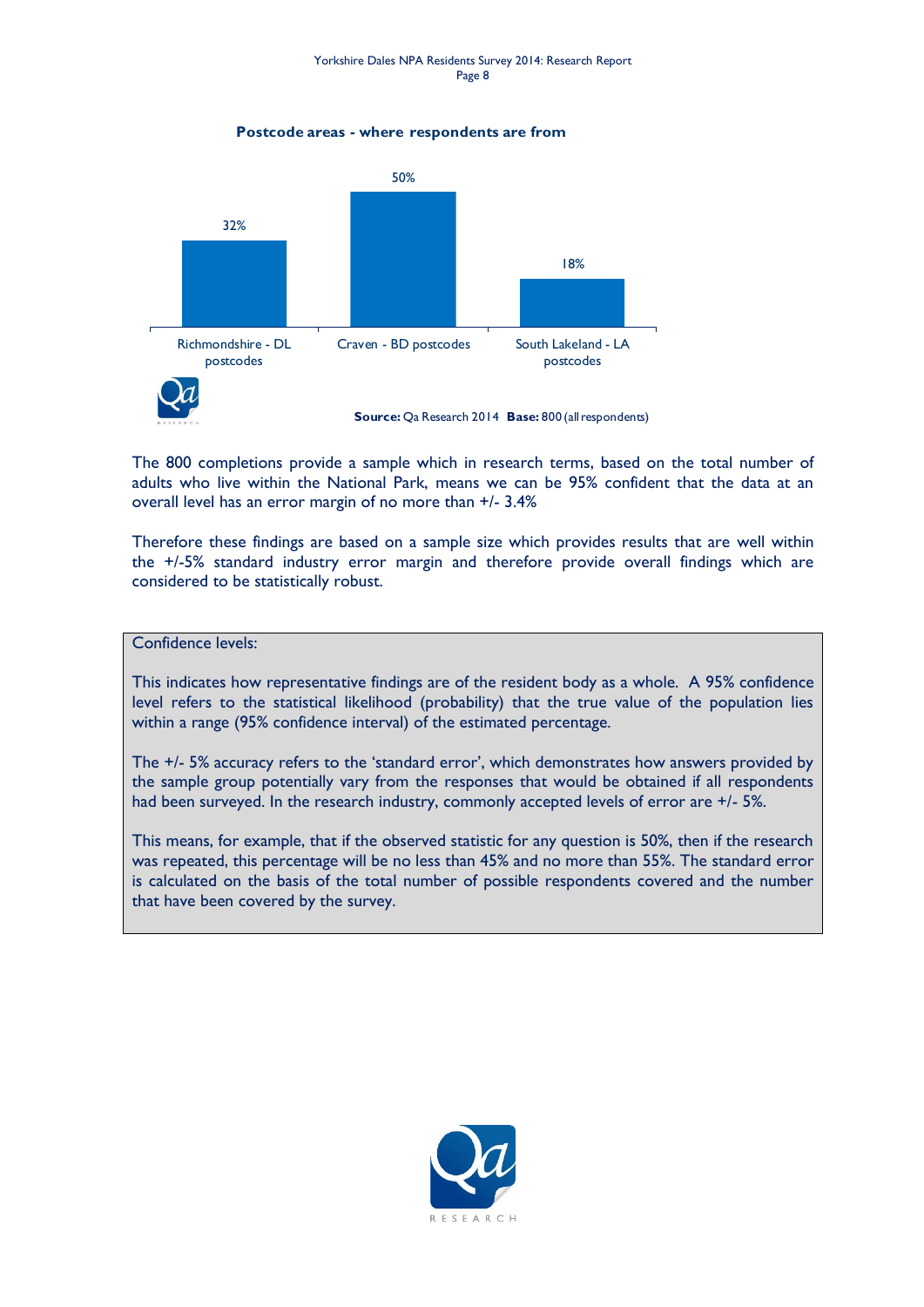**Postcode areas - where respondents are from**

| Richmondshire - DL postcodes | Craven - BD postcodes | South Lakeland - LA postcodes |
|---|---|---|
| 32% | 50% | 18% |

**Source:** Qa Research 2014 **Base:** 800 (all respondents)

The 800 completions provide a sample which in research terms, based on the total number of adults who live within the National Park, means we can be 95% confident that the data at an overall level has an error margin of no more than +/- 3.4%

Therefore these findings are based on a sample size which provides results that are well within the +/-5% standard industry error margin and therefore provide overall findings which are considered to be statistically robust.

> Confidence levels:
>
> This indicates how representative findings are of the resident body as a whole. A 95% confidence level refers to the statistical likelihood (probability) that the true value of the population lies within a range (95% confidence interval) of the estimated percentage.
>
> The +/- 5% accuracy refers to the 'standard error', which demonstrates how answers provided by the sample group potentially vary from the responses that would be obtained if all respondents had been surveyed. In the research industry, commonly accepted levels of error are +/- 5%.
>
> This means, for example, that if the observed statistic for any question is 50%, then if the research was repeated, this percentage will be no less than 45% and no more than 55%. The standard error is calculated on the basis of the total number of possible respondents covered and the number that have been covered by the survey.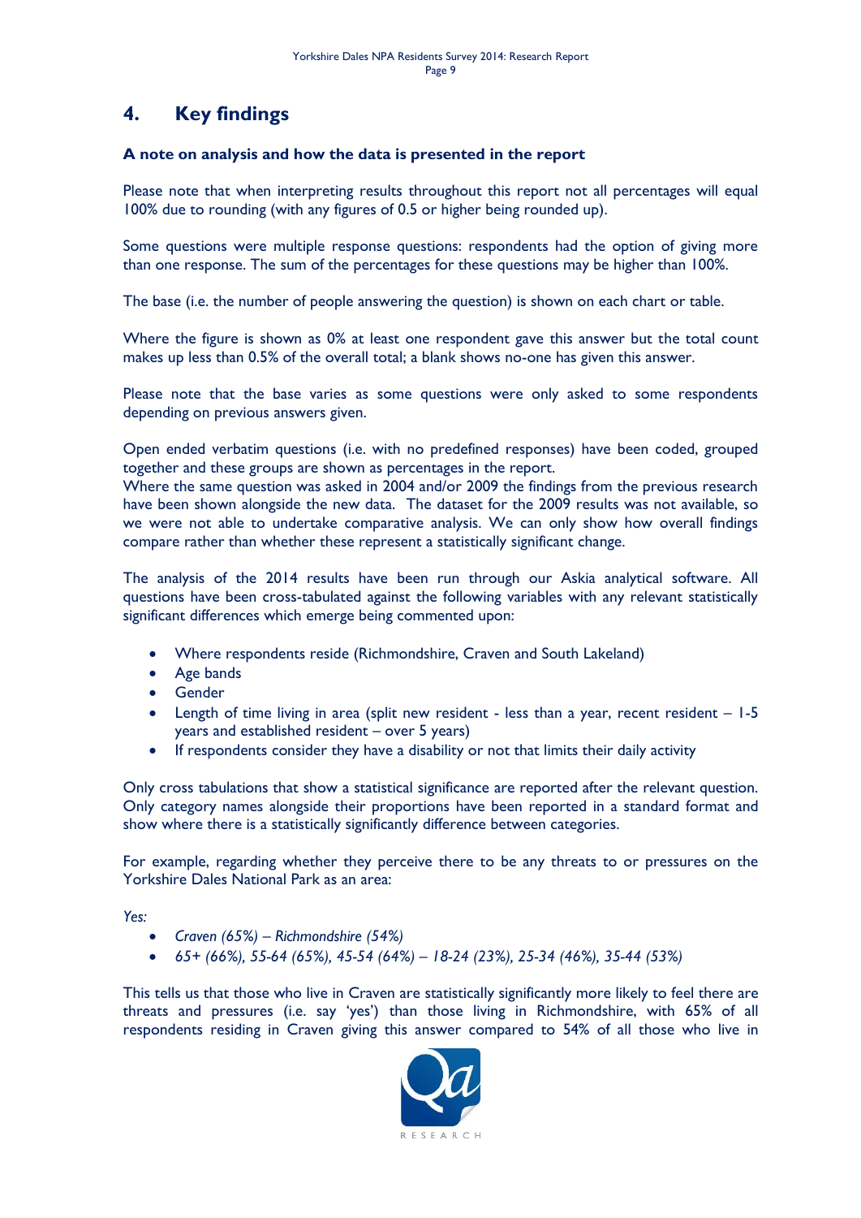## 4. Key findings

### A note on analysis and how the data is presented in the report

Please note that when interpreting results throughout this report not all percentages will equal 100% due to rounding (with any figures of 0.5 or higher being rounded up).

Some questions were multiple response questions: respondents had the option of giving more than one response. The sum of the percentages for these questions may be higher than 100%.

The base (i.e. the number of people answering the question) is shown on each chart or table.

Where the figure is shown as 0% at least one respondent gave this answer but the total count makes up less than 0.5% of the overall total; a blank shows no-one has given this answer.

Please note that the base varies as some questions were only asked to some respondents depending on previous answers given.

Open ended verbatim questions (i.e. with no predefined responses) have been coded, grouped together and these groups are shown as percentages in the report.
Where the same question was asked in 2004 and/or 2009 the findings from the previous research have been shown alongside the new data. The dataset for the 2009 results was not available, so we were not able to undertake comparative analysis. We can only show how overall findings compare rather than whether these represent a statistically significant change.

The analysis of the 2014 results have been run through our Askia analytical software. All questions have been cross-tabulated against the following variables with any relevant statistically significant differences which emerge being commented upon:

- Where respondents reside (Richmondshire, Craven and South Lakeland)
- Age bands
- Gender
- Length of time living in area (split new resident - less than a year, recent resident – 1-5 years and established resident – over 5 years)
- If respondents consider they have a disability or not that limits their daily activity

Only cross tabulations that show a statistical significance are reported after the relevant question. Only category names alongside their proportions have been reported in a standard format and show where there is a statistically significantly difference between categories.

For example, regarding whether they perceive there to be any threats to or pressures on the Yorkshire Dales National Park as an area:

*Yes:*

- *Craven (65%) – Richmondshire (54%)*
- *65+ (66%), 55-64 (65%), 45-54 (64%) – 18-24 (23%), 25-34 (46%), 35-44 (53%)*

This tells us that those who live in Craven are statistically significantly more likely to feel there are threats and pressures (i.e. say 'yes') than those living in Richmondshire, with 65% of all respondents residing in Craven giving this answer compared to 54% of all those who live in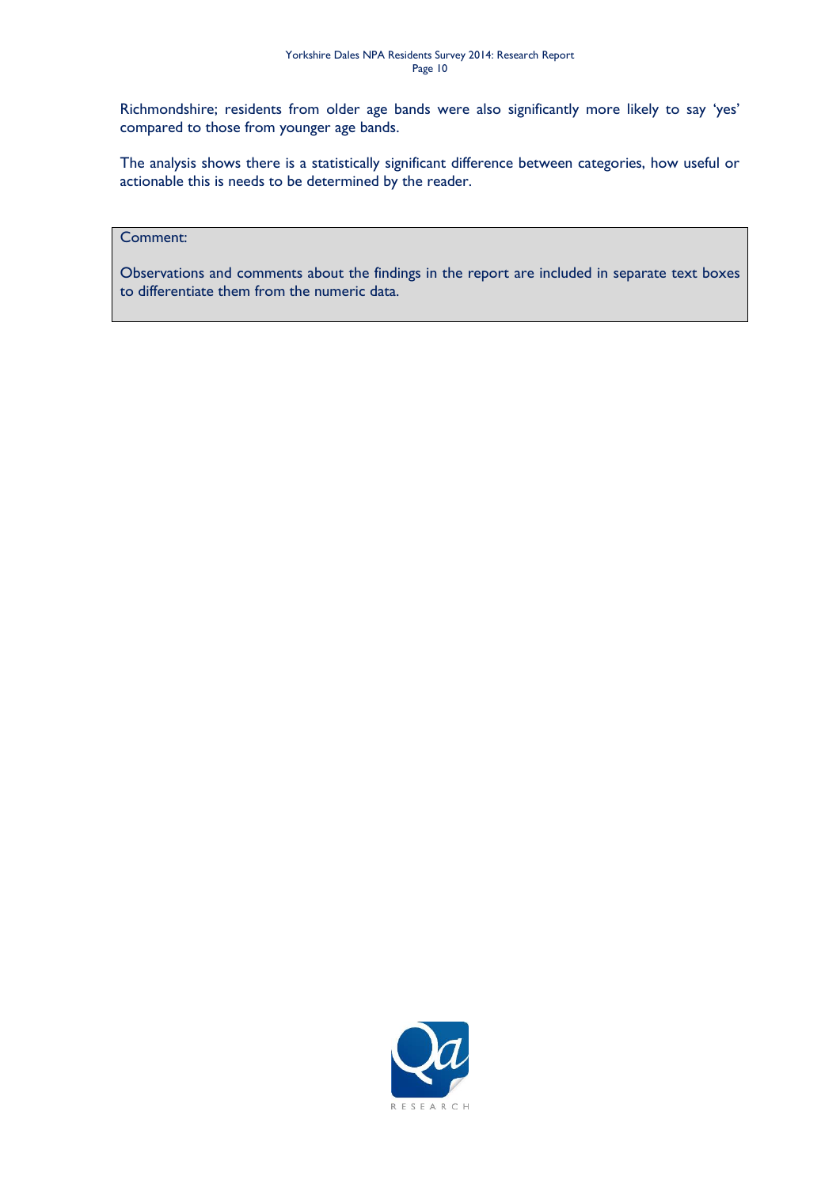Richmondshire; residents from older age bands were also significantly more likely to say 'yes' compared to those from younger age bands.

The analysis shows there is a statistically significant difference between categories, how useful or actionable this is needs to be determined by the reader.

> Comment:
>
> Observations and comments about the findings in the report are included in separate text boxes to differentiate them from the numeric data.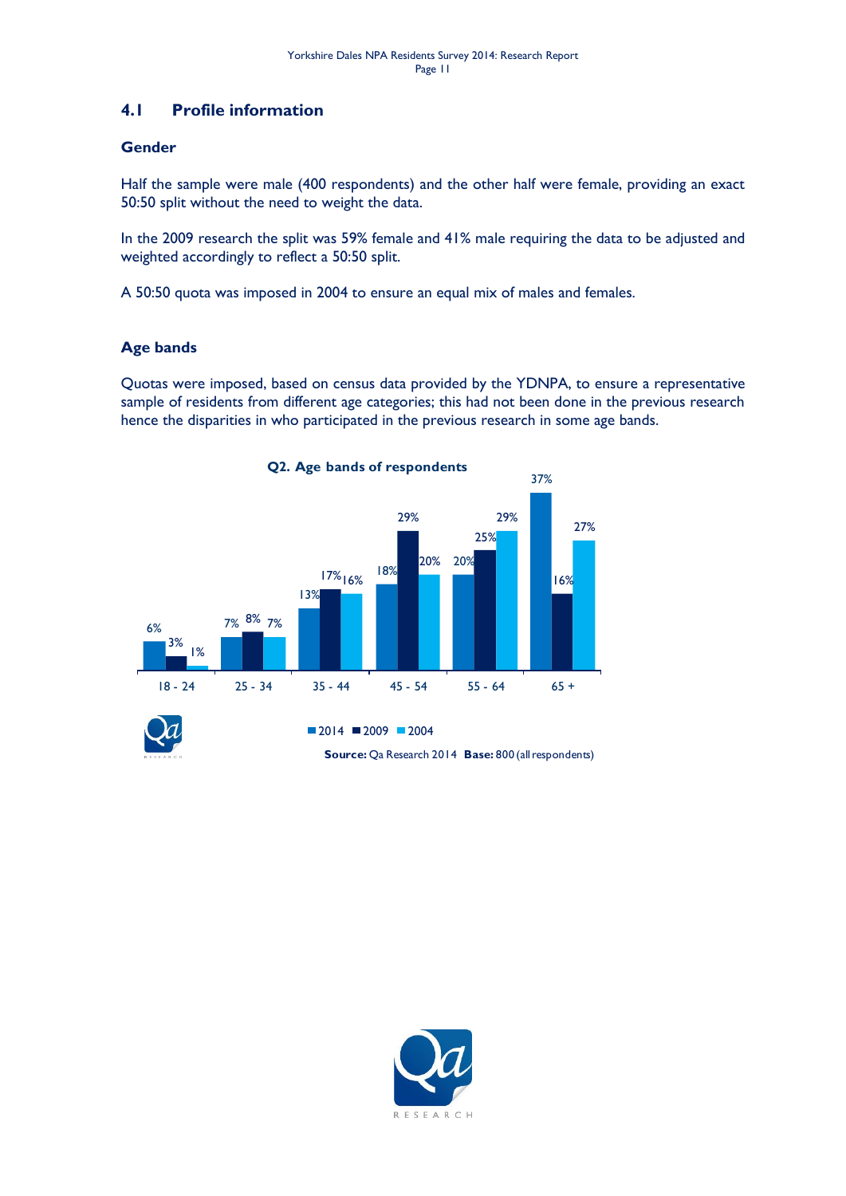## 4.1 Profile information

### Gender

Half the sample were male (400 respondents) and the other half were female, providing an exact 50:50 split without the need to weight the data.

In the 2009 research the split was 59% female and 41% male requiring the data to be adjusted and weighted accordingly to reflect a 50:50 split.

A 50:50 quota was imposed in 2004 to ensure an equal mix of males and females.

### Age bands

Quotas were imposed, based on census data provided by the YDNPA, to ensure a representative sample of residents from different age categories; this had not been done in the previous research hence the disparities in who participated in the previous research in some age bands.

**Q2. Age bands of respondents**

| Age band | 2014 | 2009 | 2004 |
|---|---|---|---|
| 18 - 24 | 6% | 3% | 1% |
| 25 - 34 | 7% | 8% | 7% |
| 35 - 44 | 13% | 17% | 16% |
| 45 - 54 | 18% | 29% | 20% |
| 55 - 64 | 20% | 25% | 29% |
| 65 + | 37% | 16% | 27% |

**Source:** Qa Research 2014 **Base:** 800 (all respondents)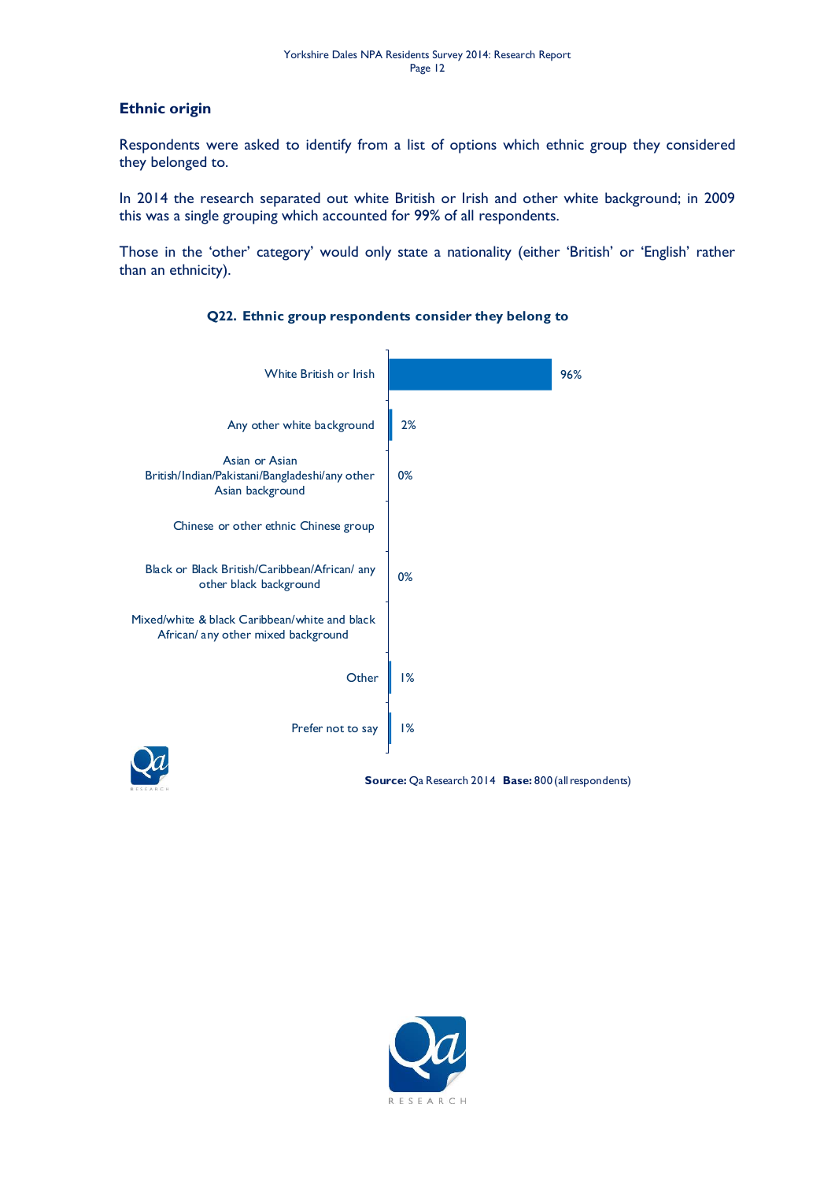## Ethnic origin

Respondents were asked to identify from a list of options which ethnic group they considered they belonged to.

In 2014 the research separated out white British or Irish and other white background; in 2009 this was a single grouping which accounted for 99% of all respondents.

Those in the 'other' category' would only state a nationality (either 'British' or 'English' rather than an ethnicity).

**Q22. Ethnic group respondents consider they belong to**

| Ethnic group | % |
|---|---|
| White British or Irish | 96% |
| Any other white background | 2% |
| Asian or Asian British/Indian/Pakistani/Bangladeshi/any other Asian background | 0% |
| Chinese or other ethnic Chinese group | |
| Black or Black British/Caribbean/African/ any other black background | 0% |
| Mixed/white & black Caribbean/white and black African/ any other mixed background | |
| Other | 1% |
| Prefer not to say | 1% |

**Source:** Qa Research 2014 **Base:** 800 (all respondents)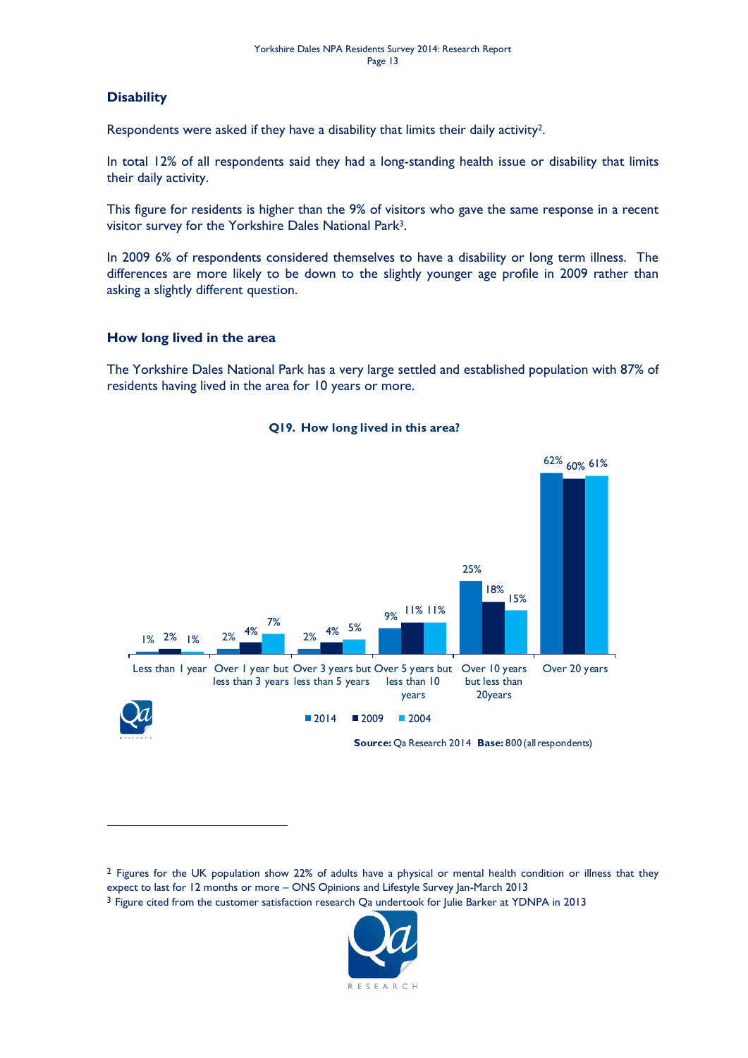## Disability

Respondents were asked if they have a disability that limits their daily activity[2].

In total 12% of all respondents said they had a long-standing health issue or disability that limits their daily activity.

This figure for residents is higher than the 9% of visitors who gave the same response in a recent visitor survey for the Yorkshire Dales National Park[3].

In 2009 6% of respondents considered themselves to have a disability or long term illness. The differences are more likely to be down to the slightly younger age profile in 2009 rather than asking a slightly different question.

## How long lived in the area

The Yorkshire Dales National Park has a very large settled and established population with 87% of residents having lived in the area for 10 years or more.

**Q19. How long lived in this area?**

| | 2014 | 2009 | 2004 |
|---|---|---|---|
| Less than 1 year | 1% | 2% | 1% |
| Over 1 year but less than 3 years | 2% | 4% | 7% |
| Over 3 years but less than 5 years | 2% | 4% | 5% |
| Over 5 years but less than 10 years | 9% | 11% | 11% |
| Over 10 years but less than 20years | 25% | 18% | 15% |
| Over 20 years | 62% | 60% | 61% |

**Source:** Qa Research 2014 **Base:** 800 (all respondents)

[2] Figures for the UK population show 22% of adults have a physical or mental health condition or illness that they expect to last for 12 months or more – ONS Opinions and Lifestyle Survey Jan-March 2013

[3] Figure cited from the customer satisfaction research Qa undertook for Julie Barker at YDNPA in 2013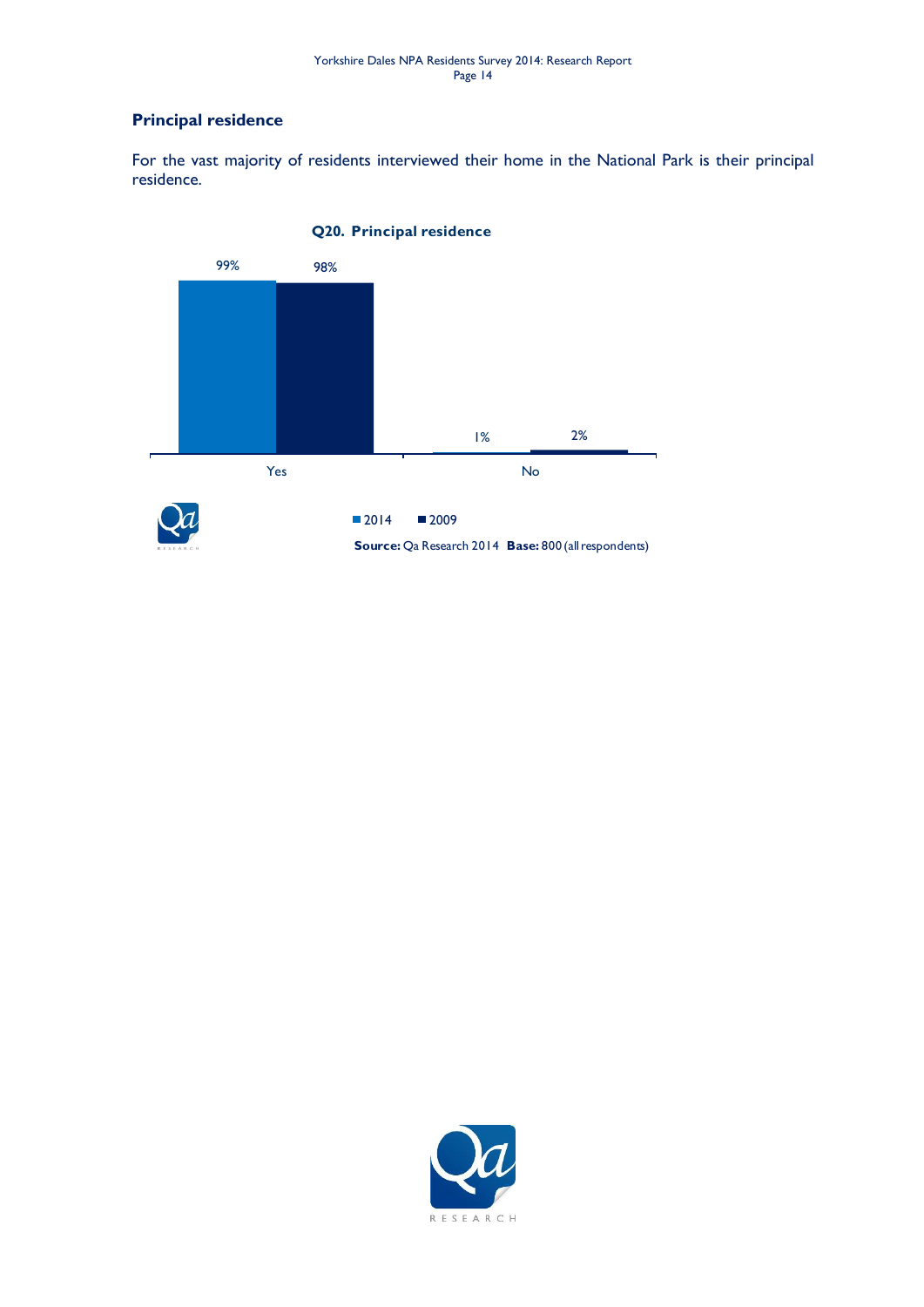## Principal residence

For the vast majority of residents interviewed their home in the National Park is their principal residence.

**Q20. Principal residence**

| | 2014 | 2009 |
|---|---|---|
| Yes | 99% | 98% |
| No | 1% | 2% |

**Source:** Qa Research 2014 **Base:** 800 (all respondents)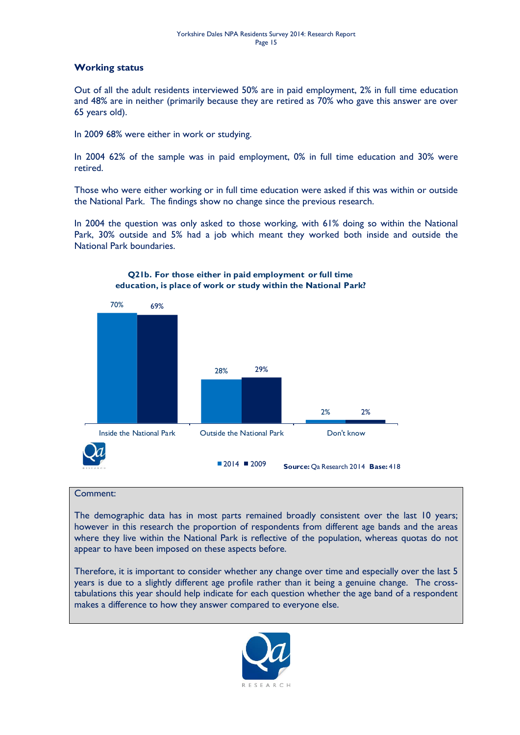## Working status

Out of all the adult residents interviewed 50% are in paid employment, 2% in full time education and 48% are in neither (primarily because they are retired as 70% who gave this answer are over 65 years old).

In 2009 68% were either in work or studying.

In 2004 62% of the sample was in paid employment, 0% in full time education and 30% were retired.

Those who were either working or in full time education were asked if this was within or outside the National Park. The findings show no change since the previous research.

In 2004 the question was only asked to those working, with 61% doing so within the National Park, 30% outside and 5% had a job which meant they worked both inside and outside the National Park boundaries.

**Q21b. For those either in paid employment or full time education, is place of work or study within the National Park?**

| | 2014 | 2009 |
|---|---|---|
| Inside the National Park | 70% | 69% |
| Outside the National Park | 28% | 29% |
| Don't know | 2% | 2% |

**Source:** Qa Research 2014 **Base:** 418

Comment:

The demographic data has in most parts remained broadly consistent over the last 10 years; however in this research the proportion of respondents from different age bands and the areas where they live within the National Park is reflective of the population, whereas quotas do not appear to have been imposed on these aspects before.

Therefore, it is important to consider whether any change over time and especially over the last 5 years is due to a slightly different age profile rather than it being a genuine change. The cross-tabulations this year should help indicate for each question whether the age band of a respondent makes a difference to how they answer compared to everyone else.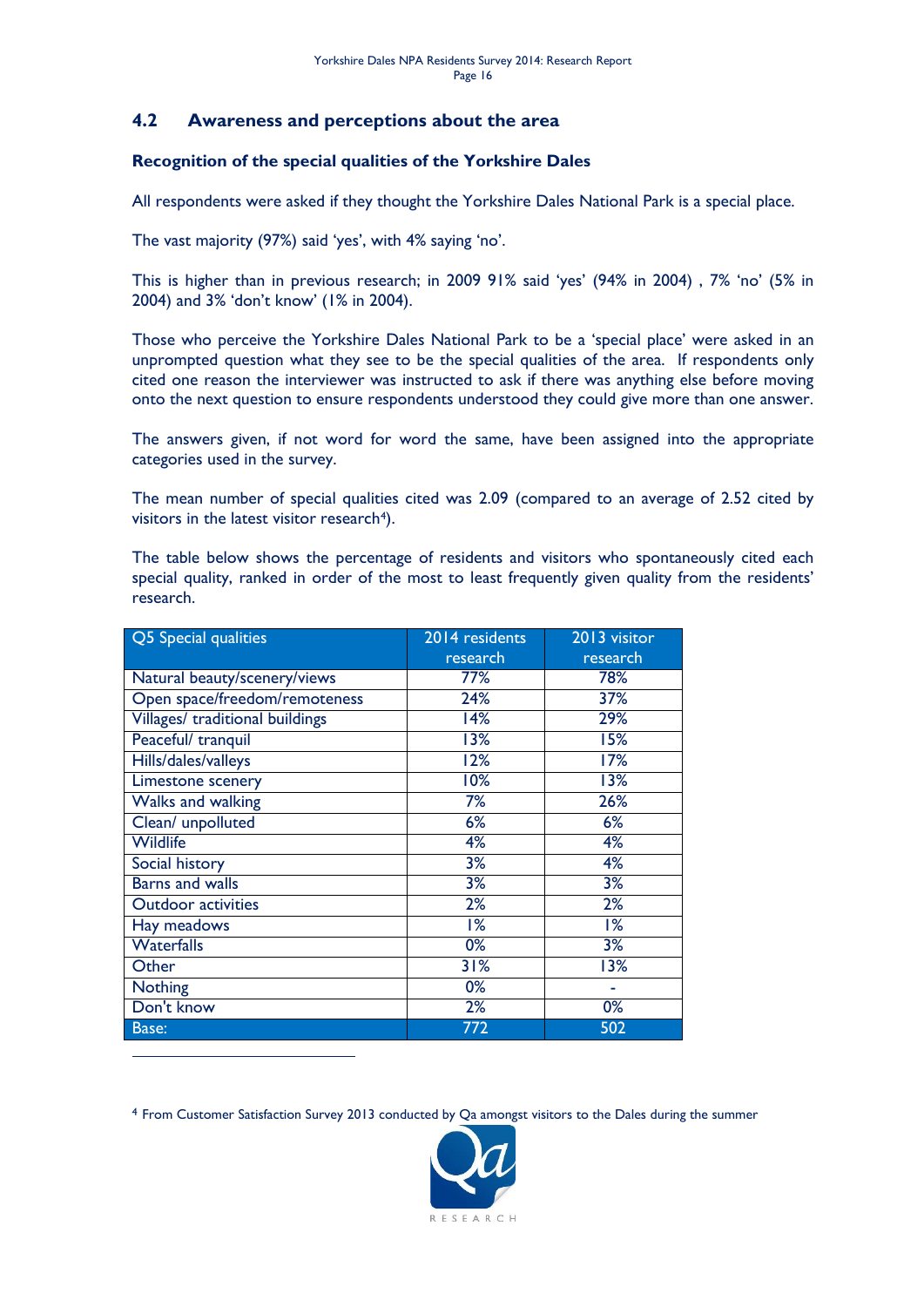## 4.2 Awareness and perceptions about the area

### Recognition of the special qualities of the Yorkshire Dales

All respondents were asked if they thought the Yorkshire Dales National Park is a special place.

The vast majority (97%) said 'yes', with 4% saying 'no'.

This is higher than in previous research; in 2009 91% said 'yes' (94% in 2004) , 7% 'no' (5% in 2004) and 3% 'don't know' (1% in 2004).

Those who perceive the Yorkshire Dales National Park to be a 'special place' were asked in an unprompted question what they see to be the special qualities of the area. If respondents only cited one reason the interviewer was instructed to ask if there was anything else before moving onto the next question to ensure respondents understood they could give more than one answer.

The answers given, if not word for word the same, have been assigned into the appropriate categories used in the survey.

The mean number of special qualities cited was 2.09 (compared to an average of 2.52 cited by visitors in the latest visitor research[4]).

The table below shows the percentage of residents and visitors who spontaneously cited each special quality, ranked in order of the most to least frequently given quality from the residents' research.

| Q5 Special qualities | 2014 residents research | 2013 visitor research |
|---|---|---|
| Natural beauty/scenery/views | 77% | 78% |
| Open space/freedom/remoteness | 24% | 37% |
| Villages/ traditional buildings | 14% | 29% |
| Peaceful/ tranquil | 13% | 15% |
| Hills/dales/valleys | 12% | 17% |
| Limestone scenery | 10% | 13% |
| Walks and walking | 7% | 26% |
| Clean/ unpolluted | 6% | 6% |
| Wildlife | 4% | 4% |
| Social history | 3% | 4% |
| Barns and walls | 3% | 3% |
| Outdoor activities | 2% | 2% |
| Hay meadows | 1% | 1% |
| Waterfalls | 0% | 3% |
| Other | 31% | 13% |
| Nothing | 0% | - |
| Don't know | 2% | 0% |
| Base: | 772 | 502 |

[4] From Customer Satisfaction Survey 2013 conducted by Qa amongst visitors to the Dales during the summer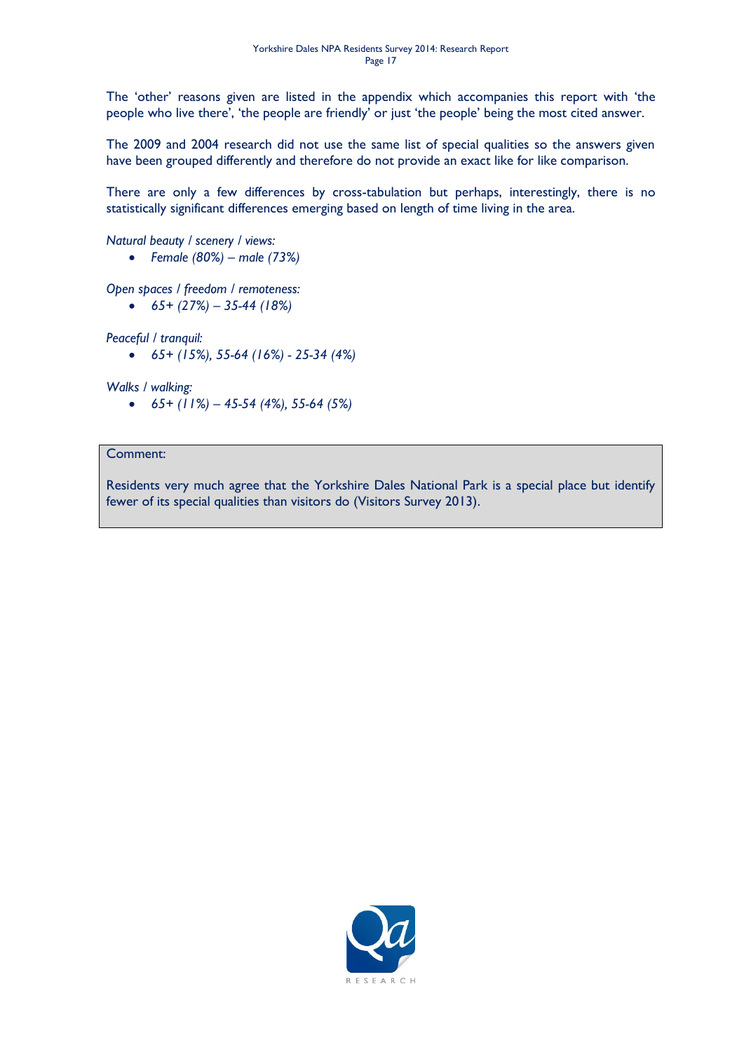The 'other' reasons given are listed in the appendix which accompanies this report with 'the people who live there', 'the people are friendly' or just 'the people' being the most cited answer.

The 2009 and 2004 research did not use the same list of special qualities so the answers given have been grouped differently and therefore do not provide an exact like for like comparison.

There are only a few differences by cross-tabulation but perhaps, interestingly, there is no statistically significant differences emerging based on length of time living in the area.

*Natural beauty / scenery / views:*

- *Female (80%) – male (73%)*

*Open spaces / freedom / remoteness:*

- *65+ (27%) – 35-44 (18%)*

*Peaceful / tranquil:*

- *65+ (15%), 55-64 (16%) - 25-34 (4%)*

*Walks / walking:*

- *65+ (11%) – 45-54 (4%), 55-64 (5%)*

Comment:

Residents very much agree that the Yorkshire Dales National Park is a special place but identify fewer of its special qualities than visitors do (Visitors Survey 2013).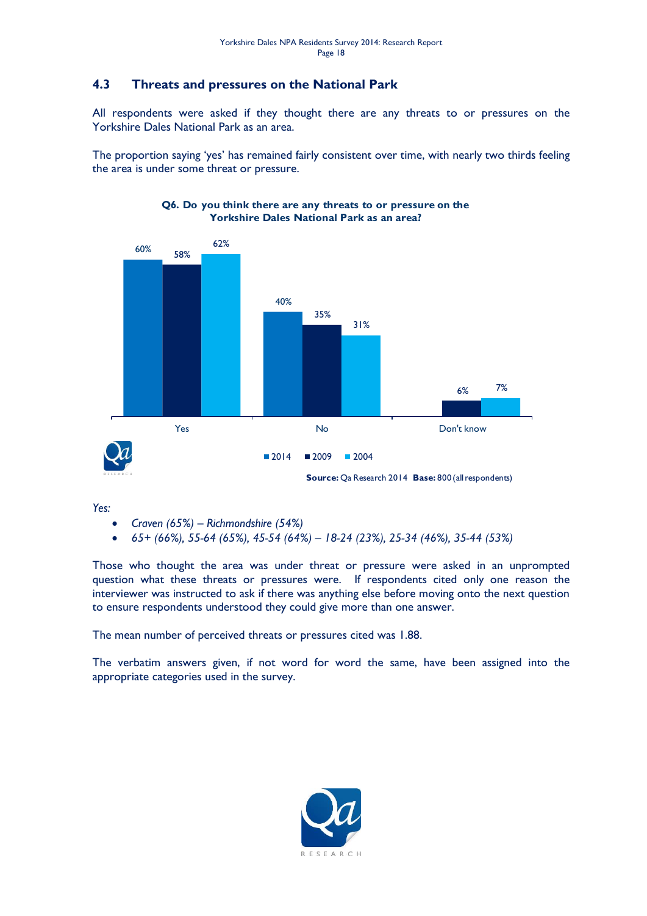## 4.3 Threats and pressures on the National Park

All respondents were asked if they thought there are any threats to or pressures on the Yorkshire Dales National Park as an area.

The proportion saying 'yes' has remained fairly consistent over time, with nearly two thirds feeling the area is under some threat or pressure.

**Q6. Do you think there are any threats to or pressure on the Yorkshire Dales National Park as an area?**

| | 2014 | 2009 | 2004 |
|---|---|---|---|
| Yes | 60% | 58% | 62% |
| No | 40% | 35% | 31% |
| Don't know | | 6% | 7% |

**Source:** Qa Research 2014 **Base:** 800 (all respondents)

*Yes:*

- *Craven (65%) – Richmondshire (54%)*
- *65+ (66%), 55-64 (65%), 45-54 (64%) – 18-24 (23%), 25-34 (46%), 35-44 (53%)*

Those who thought the area was under threat or pressure were asked in an unprompted question what these threats or pressures were. If respondents cited only one reason the interviewer was instructed to ask if there was anything else before moving onto the next question to ensure respondents understood they could give more than one answer.

The mean number of perceived threats or pressures cited was 1.88.

The verbatim answers given, if not word for word the same, have been assigned into the appropriate categories used in the survey.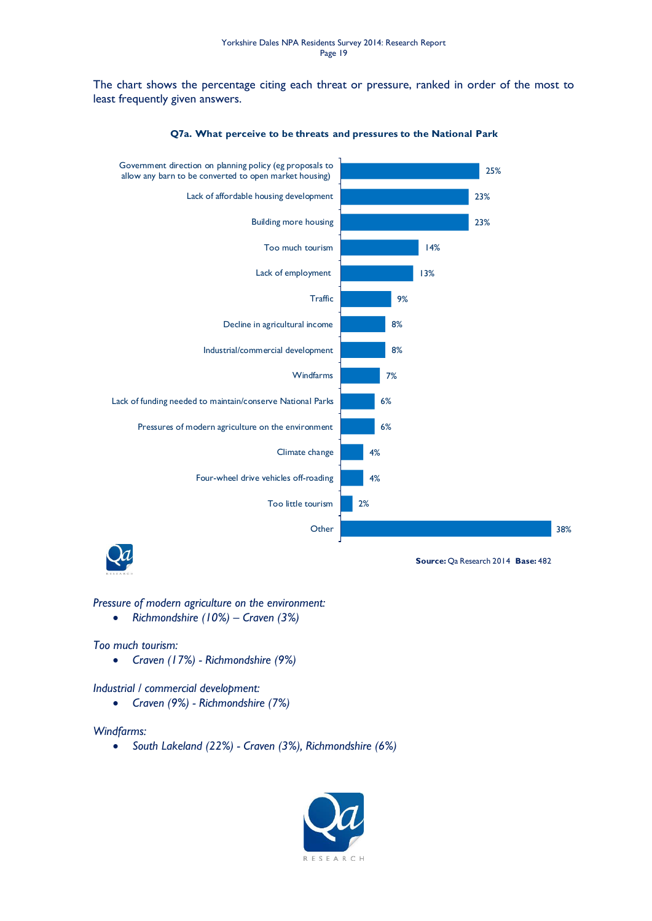The chart shows the percentage citing each threat or pressure, ranked in order of the most to least frequently given answers.

**Q7a. What perceive to be threats and pressures to the National Park**

| Threat / pressure | % |
|---|---|
| Government direction on planning policy (eg proposals to allow any barn to be converted to open market housing) | 25% |
| Lack of affordable housing development | 23% |
| Building more housing | 23% |
| Too much tourism | 14% |
| Lack of employment | 13% |
| Traffic | 9% |
| Decline in agricultural income | 8% |
| Industrial/commercial development | 8% |
| Windfarms | 7% |
| Lack of funding needed to maintain/conserve National Parks | 6% |
| Pressures of modern agriculture on the environment | 6% |
| Climate change | 4% |
| Four-wheel drive vehicles off-roading | 4% |
| Too little tourism | 2% |
| Other | 38% |

**Source:** Qa Research 2014 **Base:** 482

*Pressure of modern agriculture on the environment:*

- *Richmondshire (10%) – Craven (3%)*

*Too much tourism:*

- *Craven (17%) - Richmondshire (9%)*

*Industrial / commercial development:*

- *Craven (9%) - Richmondshire (7%)*

*Windfarms:*

- *South Lakeland (22%) - Craven (3%), Richmondshire (6%)*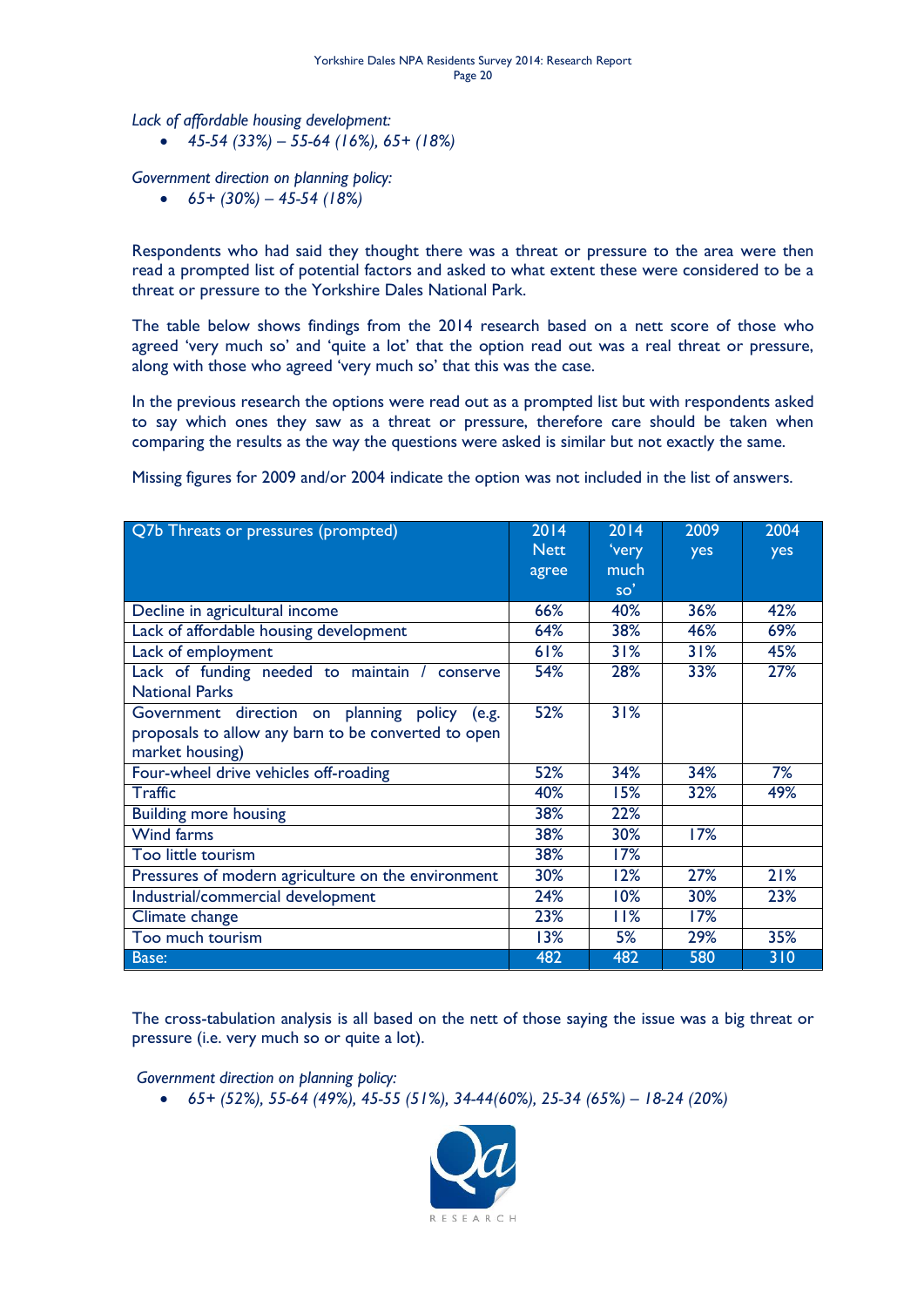*Lack of affordable housing development:*

- *45-54 (33%) – 55-64 (16%), 65+ (18%)*

*Government direction on planning policy:*

- *65+ (30%) – 45-54 (18%)*

Respondents who had said they thought there was a threat or pressure to the area were then read a prompted list of potential factors and asked to what extent these were considered to be a threat or pressure to the Yorkshire Dales National Park.

The table below shows findings from the 2014 research based on a nett score of those who agreed 'very much so' and 'quite a lot' that the option read out was a real threat or pressure, along with those who agreed 'very much so' that this was the case.

In the previous research the options were read out as a prompted list but with respondents asked to say which ones they saw as a threat or pressure, therefore care should be taken when comparing the results as the way the questions were asked is similar but not exactly the same.

Missing figures for 2009 and/or 2004 indicate the option was not included in the list of answers.

| Q7b Threats or pressures (prompted) | 2014 Nett agree | 2014 'very much so' | 2009 yes | 2004 yes |
|---|---|---|---|---|
| Decline in agricultural income | 66% | 40% | 36% | 42% |
| Lack of affordable housing development | 64% | 38% | 46% | 69% |
| Lack of employment | 61% | 31% | 31% | 45% |
| Lack of funding needed to maintain / conserve National Parks | 54% | 28% | 33% | 27% |
| Government direction on planning policy (e.g. proposals to allow any barn to be converted to open market housing) | 52% | 31% | | |
| Four-wheel drive vehicles off-roading | 52% | 34% | 34% | 7% |
| Traffic | 40% | 15% | 32% | 49% |
| Building more housing | 38% | 22% | | |
| Wind farms | 38% | 30% | 17% | |
| Too little tourism | 38% | 17% | | |
| Pressures of modern agriculture on the environment | 30% | 12% | 27% | 21% |
| Industrial/commercial development | 24% | 10% | 30% | 23% |
| Climate change | 23% | 11% | 17% | |
| Too much tourism | 13% | 5% | 29% | 35% |
| Base: | 482 | 482 | 580 | 310 |

The cross-tabulation analysis is all based on the nett of those saying the issue was a big threat or pressure (i.e. very much so or quite a lot).

*Government direction on planning policy:*

- *65+ (52%), 55-64 (49%), 45-55 (51%), 34-44(60%), 25-34 (65%) – 18-24 (20%)*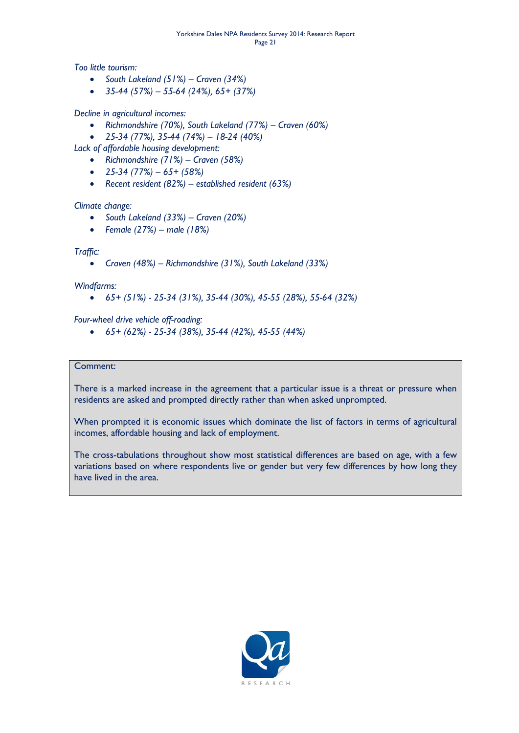*Too little tourism:*

- *South Lakeland (51%) – Craven (34%)*
- *35-44 (57%) – 55-64 (24%), 65+ (37%)*

*Decline in agricultural incomes:*

- *Richmondshire (70%), South Lakeland (77%) – Craven (60%)*
- *25-34 (77%), 35-44 (74%) – 18-24 (40%)*

*Lack of affordable housing development:*

- *Richmondshire (71%) – Craven (58%)*
- *25-34 (77%) – 65+ (58%)*
- *Recent resident (82%) – established resident (63%)*

*Climate change:*

- *South Lakeland (33%) – Craven (20%)*
- *Female (27%) – male (18%)*

*Traffic:*

- *Craven (48%) – Richmondshire (31%), South Lakeland (33%)*

*Windfarms:*

- *65+ (51%) - 25-34 (31%), 35-44 (30%), 45-55 (28%), 55-64 (32%)*

*Four-wheel drive vehicle off-roading:*

- *65+ (62%) - 25-34 (38%), 35-44 (42%), 45-55 (44%)*

Comment:

There is a marked increase in the agreement that a particular issue is a threat or pressure when residents are asked and prompted directly rather than when asked unprompted.

When prompted it is economic issues which dominate the list of factors in terms of agricultural incomes, affordable housing and lack of employment.

The cross-tabulations throughout show most statistical differences are based on age, with a few variations based on where respondents live or gender but very few differences by how long they have lived in the area.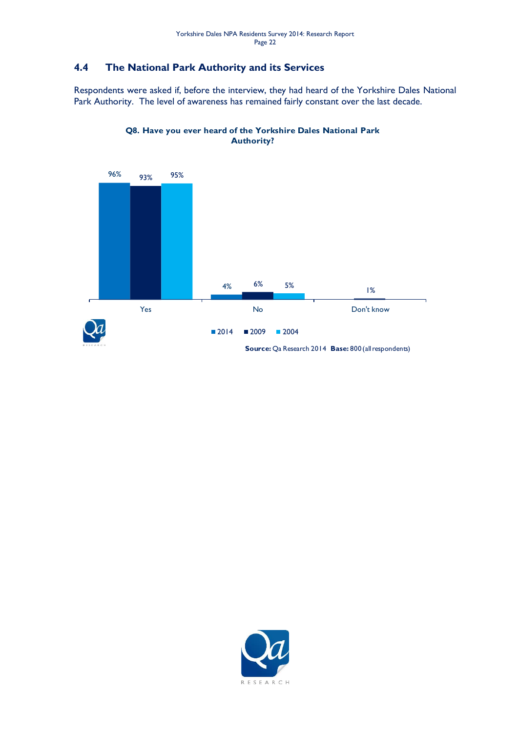## 4.4 The National Park Authority and its Services

Respondents were asked if, before the interview, they had heard of the Yorkshire Dales National Park Authority. The level of awareness has remained fairly constant over the last decade.

**Q8. Have you ever heard of the Yorkshire Dales National Park Authority?**

| | 2014 | 2009 | 2004 |
|---|---|---|---|
| Yes | 96% | 93% | 95% |
| No | 4% | 6% | 5% |
| Don't know | | 1% | |

**Source:** Qa Research 2014 **Base:** 800 (all respondents)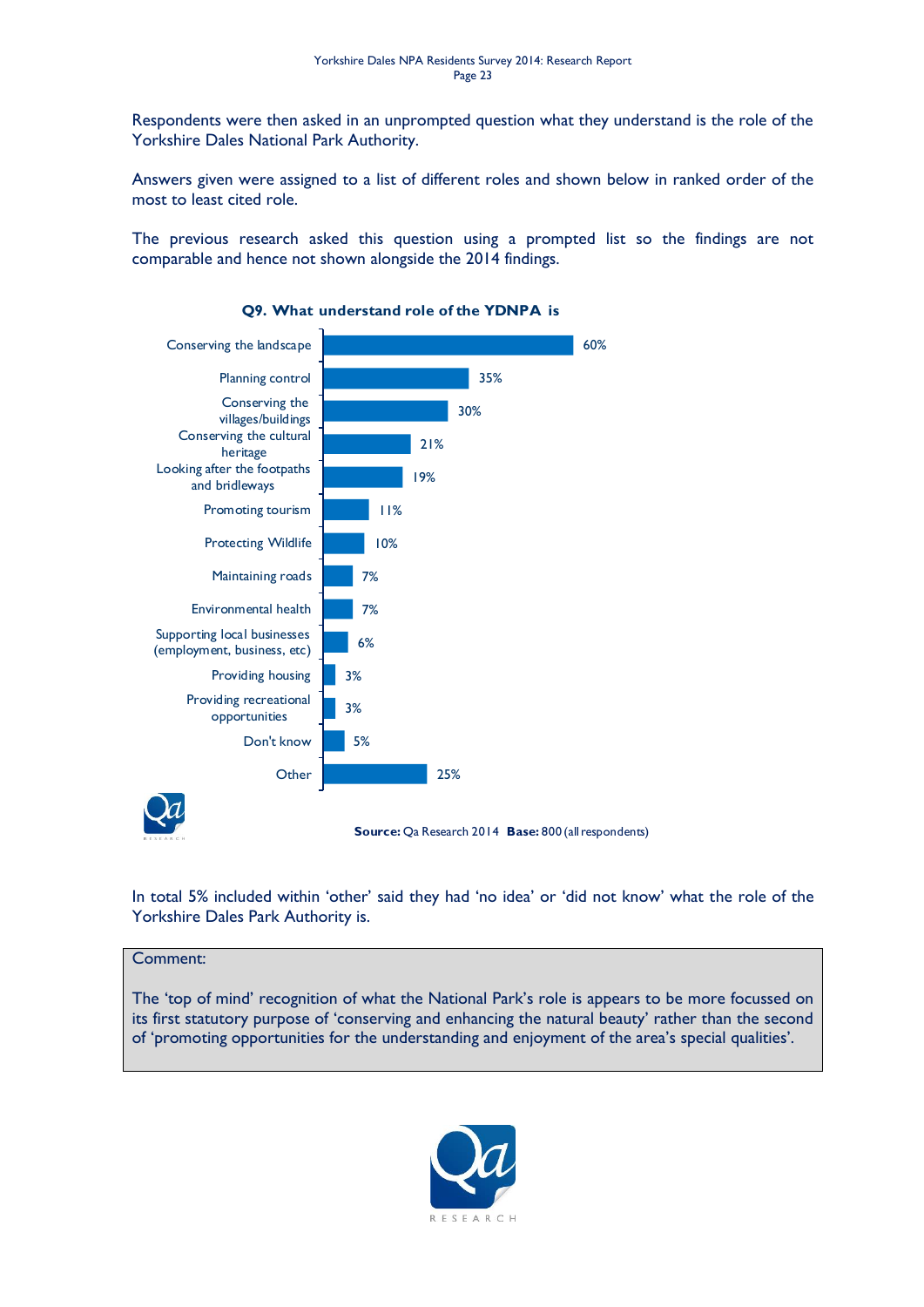Respondents were then asked in an unprompted question what they understand is the role of the Yorkshire Dales National Park Authority.

Answers given were assigned to a list of different roles and shown below in ranked order of the most to least cited role.

The previous research asked this question using a prompted list so the findings are not comparable and hence not shown alongside the 2014 findings.

**Q9. What understand role of the YDNPA is**

| Role | % |
|---|---|
| Conserving the landscape | 60% |
| Planning control | 35% |
| Conserving the villages/buildings | 30% |
| Conserving the cultural heritage | 21% |
| Looking after the footpaths and bridleways | 19% |
| Promoting tourism | 11% |
| Protecting Wildlife | 10% |
| Maintaining roads | 7% |
| Environmental health | 7% |
| Supporting local businesses (employment, business, etc) | 6% |
| Providing housing | 3% |
| Providing recreational opportunities | 3% |
| Don't know | 5% |
| Other | 25% |

**Source:** Qa Research 2014 **Base:** 800 (all respondents)

In total 5% included within 'other' said they had 'no idea' or 'did not know' what the role of the Yorkshire Dales Park Authority is.

> Comment:
>
> The 'top of mind' recognition of what the National Park's role is appears to be more focussed on its first statutory purpose of 'conserving and enhancing the natural beauty' rather than the second of 'promoting opportunities for the understanding and enjoyment of the area's special qualities'.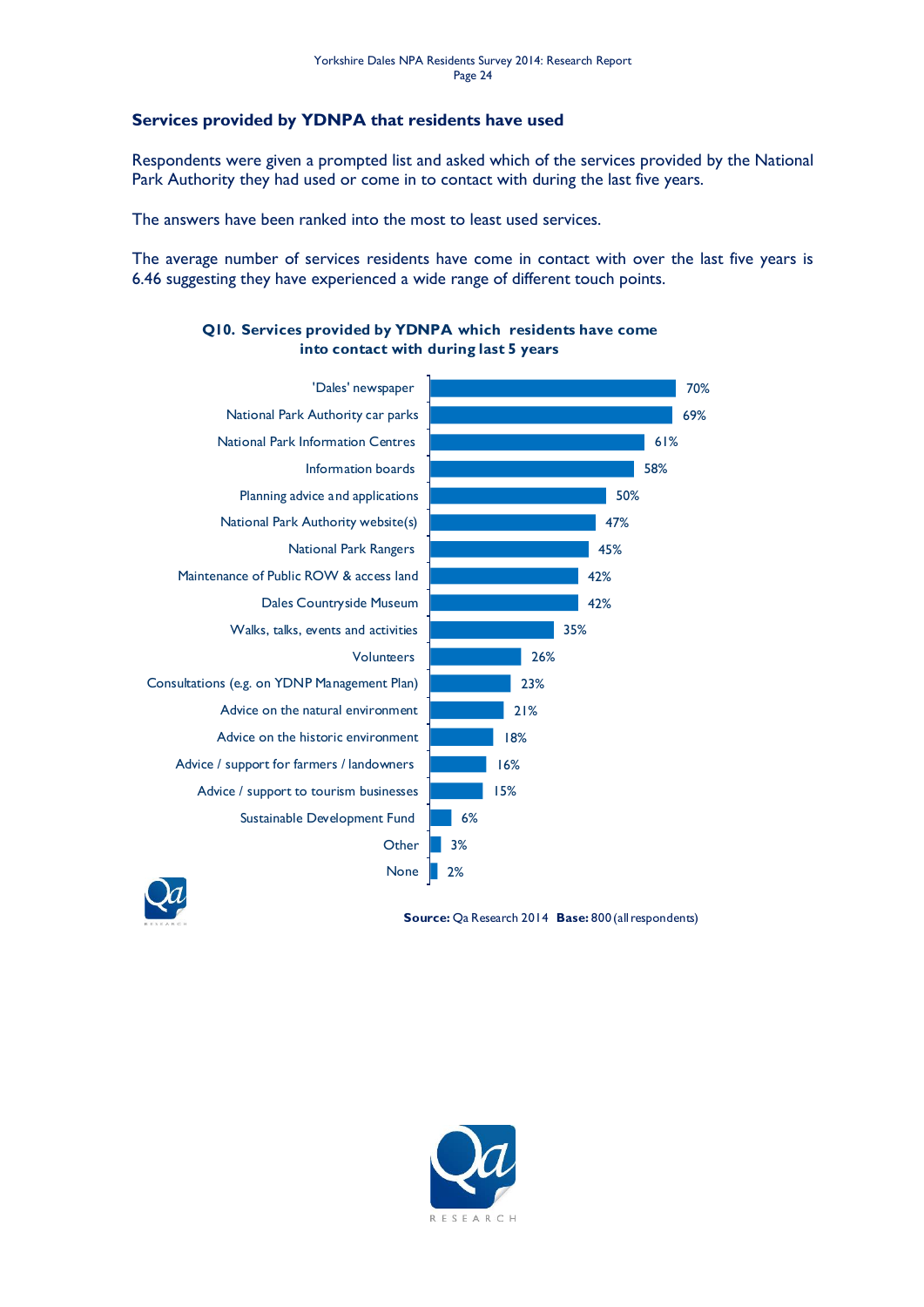## Services provided by YDNPA that residents have used

Respondents were given a prompted list and asked which of the services provided by the National Park Authority they had used or come in to contact with during the last five years.

The answers have been ranked into the most to least used services.

The average number of services residents have come in contact with over the last five years is 6.46 suggesting they have experienced a wide range of different touch points.

**Q10. Services provided by YDNPA which residents have come into contact with during last 5 years**

| Service | % |
| --- | --- |
| 'Dales' newspaper | 70% |
| National Park Authority car parks | 69% |
| National Park Information Centres | 61% |
| Information boards | 58% |
| Planning advice and applications | 50% |
| National Park Authority website(s) | 47% |
| National Park Rangers | 45% |
| Maintenance of Public ROW & access land | 42% |
| Dales Countryside Museum | 42% |
| Walks, talks, events and activities | 35% |
| Volunteers | 26% |
| Consultations (e.g. on YDNP Management Plan) | 23% |
| Advice on the natural environment | 21% |
| Advice on the historic environment | 18% |
| Advice / support for farmers / landowners | 16% |
| Advice / support to tourism businesses | 15% |
| Sustainable Development Fund | 6% |
| Other | 3% |
| None | 2% |

**Source:** Qa Research 2014 **Base:** 800 (all respondents)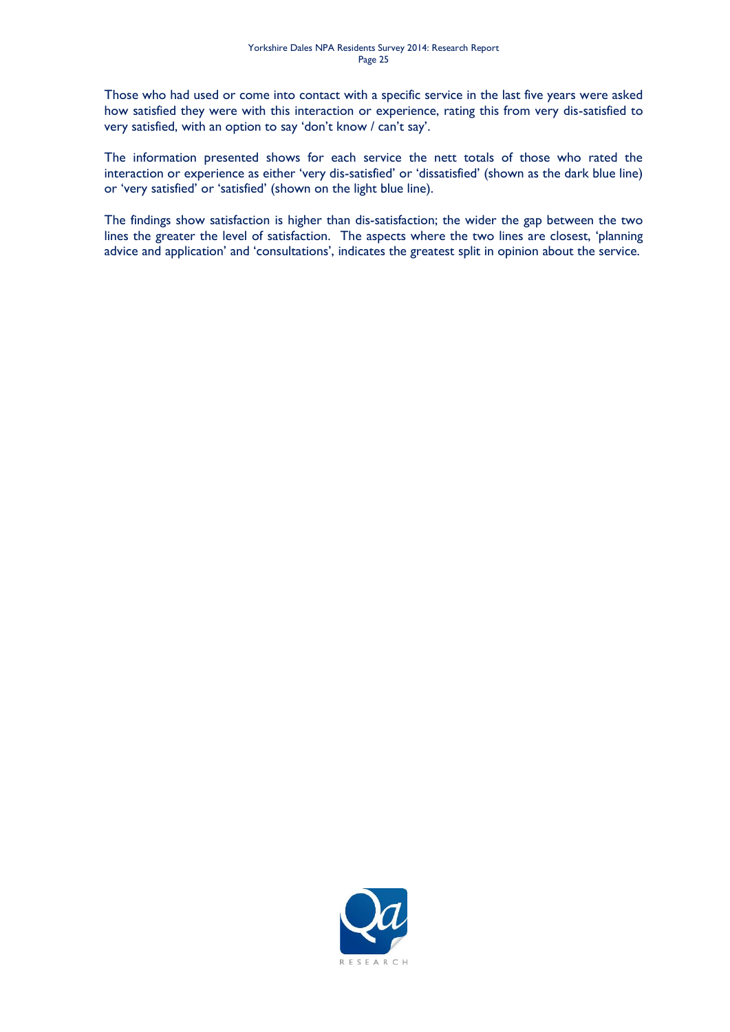Those who had used or come into contact with a specific service in the last five years were asked how satisfied they were with this interaction or experience, rating this from very dis-satisfied to very satisfied, with an option to say 'don't know / can't say'.

The information presented shows for each service the nett totals of those who rated the interaction or experience as either 'very dis-satisfied' or 'dissatisfied' (shown as the dark blue line) or 'very satisfied' or 'satisfied' (shown on the light blue line).

The findings show satisfaction is higher than dis-satisfaction; the wider the gap between the two lines the greater the level of satisfaction. The aspects where the two lines are closest, 'planning advice and application' and 'consultations', indicates the greatest split in opinion about the service.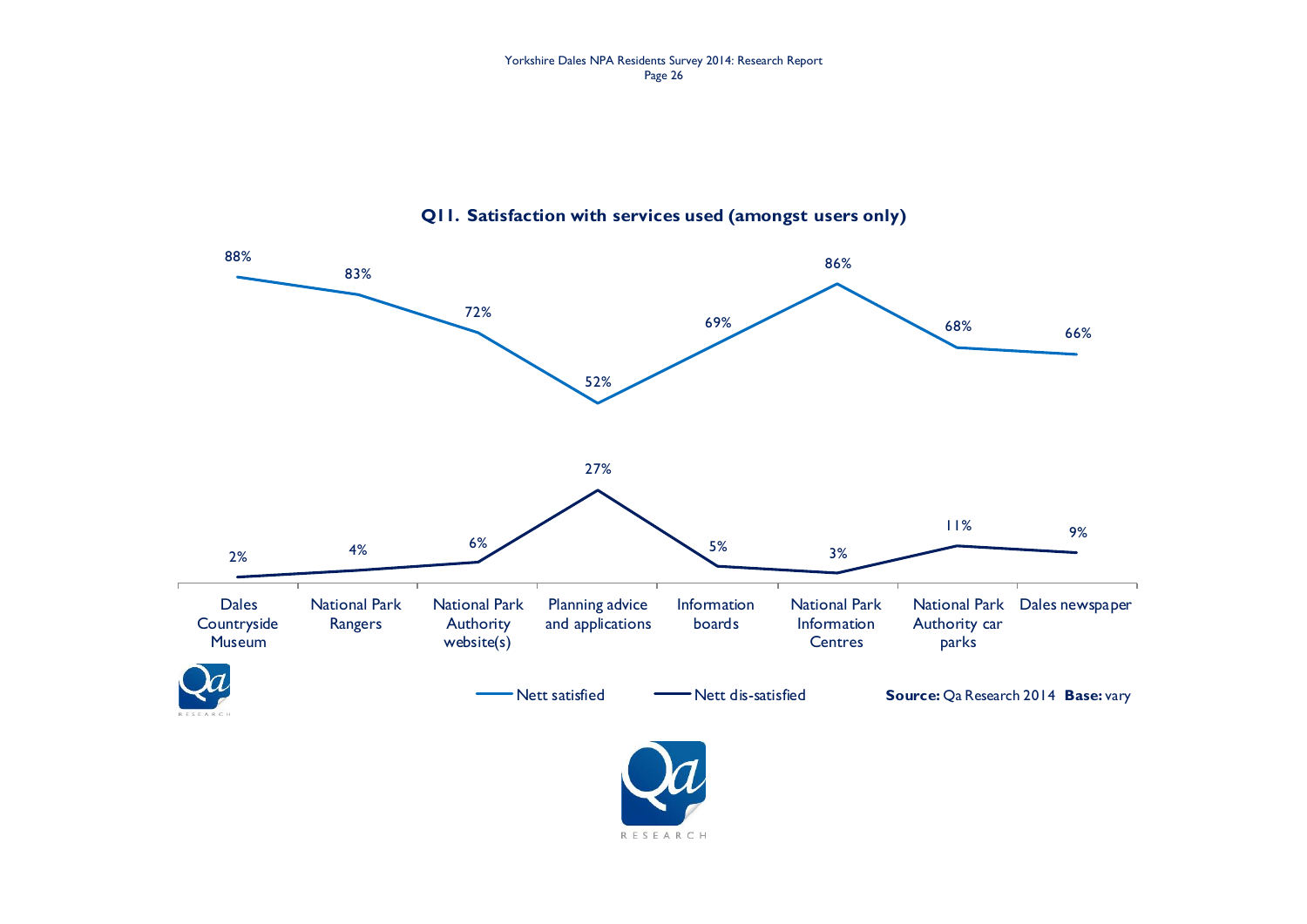**Q11. Satisfaction with services used (amongst users only)**

| Service | Nett satisfied | Nett dis-satisfied |
|---|---|---|
| Dales Countryside Museum | 88% | 2% |
| National Park Rangers | 83% | 4% |
| National Park Authority website(s) | 72% | 6% |
| Planning advice and applications | 52% | 27% |
| Information boards | 69% | 5% |
| National Park Information Centres | 86% | 3% |
| National Park Authority car parks | 68% | 11% |
| Dales newspaper | 66% | 9% |

**Source:** Qa Research 2014 **Base:** vary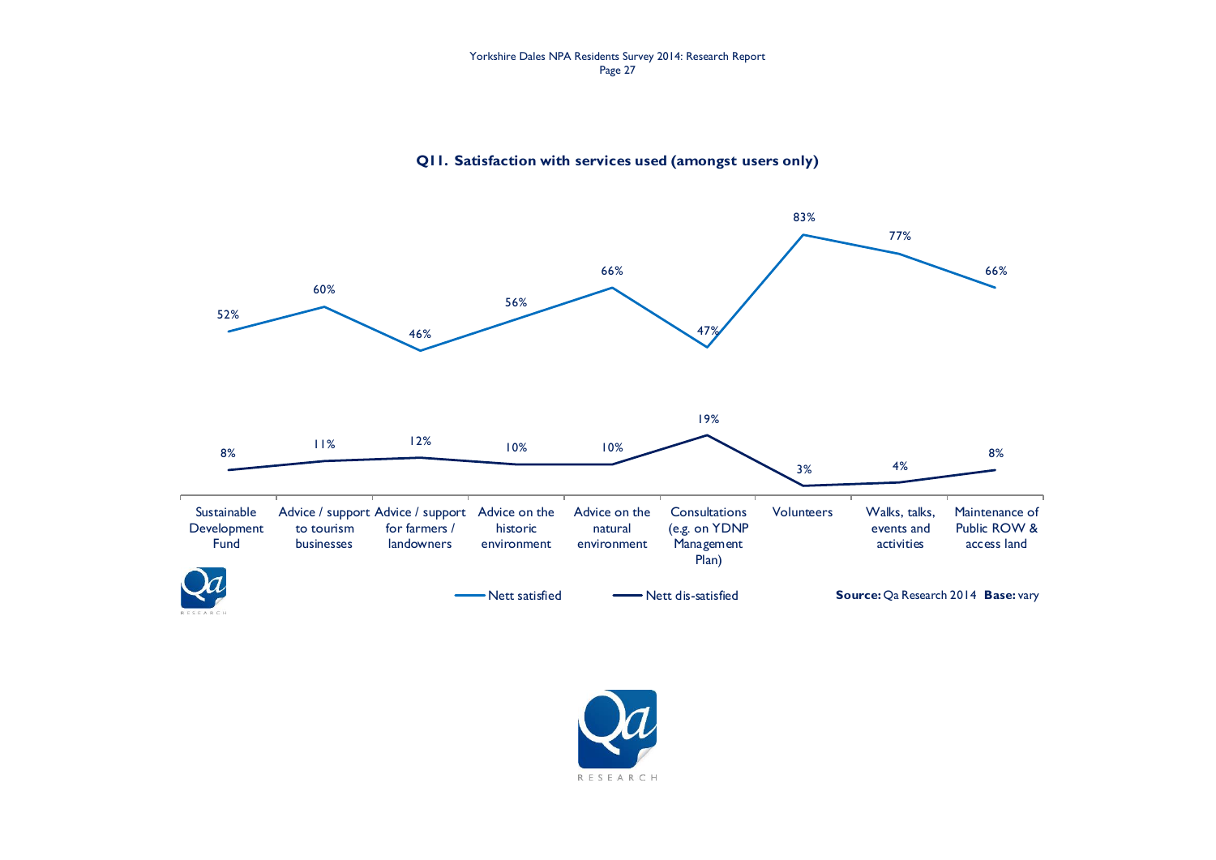**Q11. Satisfaction with services used (amongst users only)**

| | Nett satisfied | Nett dis-satisfied |
|---|---|---|
| Sustainable Development Fund | 52% | 8% |
| Advice / support to tourism businesses | 60% | 11% |
| Advice / support for farmers / landowners | 46% | 12% |
| Advice on the historic environment | 56% | 10% |
| Advice on the natural environment | 66% | 10% |
| Consultations (e.g. on YDNP Management Plan) | 47% | 19% |
| Volunteers | 83% | 3% |
| Walks, talks, events and activities | 77% | 4% |
| Maintenance of Public ROW & access land | 66% | 8% |

**Source:** Qa Research 2014 **Base:** vary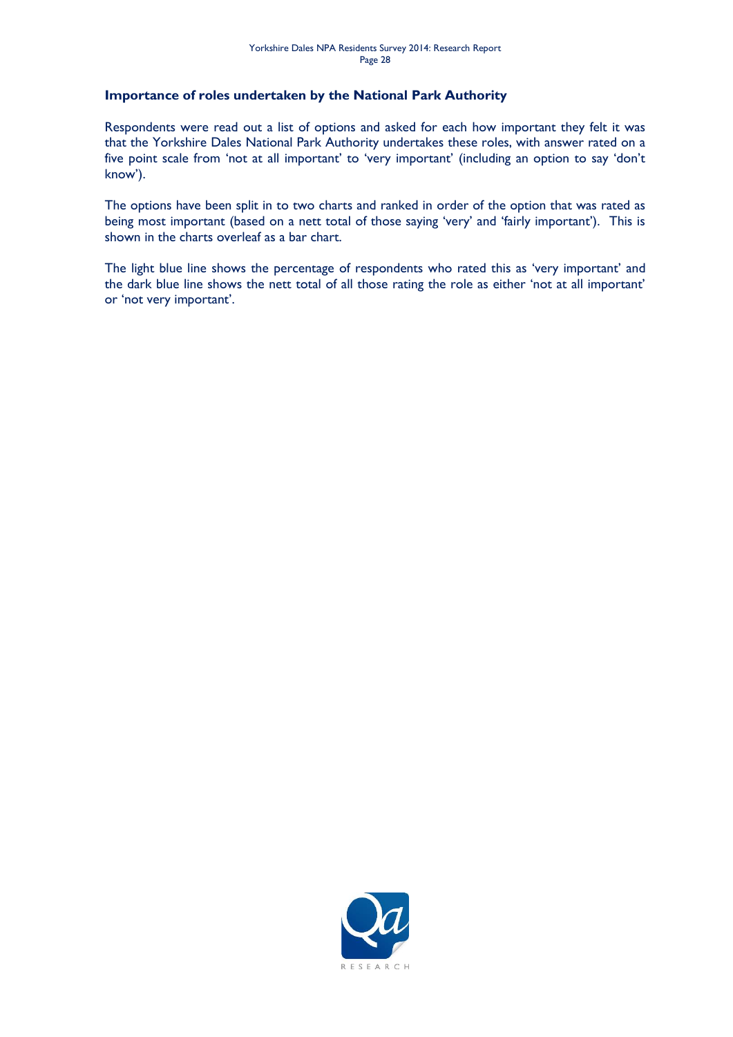### Importance of roles undertaken by the National Park Authority

Respondents were read out a list of options and asked for each how important they felt it was that the Yorkshire Dales National Park Authority undertakes these roles, with answer rated on a five point scale from 'not at all important' to 'very important' (including an option to say 'don't know').

The options have been split in to two charts and ranked in order of the option that was rated as being most important (based on a nett total of those saying 'very' and 'fairly important'). This is shown in the charts overleaf as a bar chart.

The light blue line shows the percentage of respondents who rated this as 'very important' and the dark blue line shows the nett total of all those rating the role as either 'not at all important' or 'not very important'.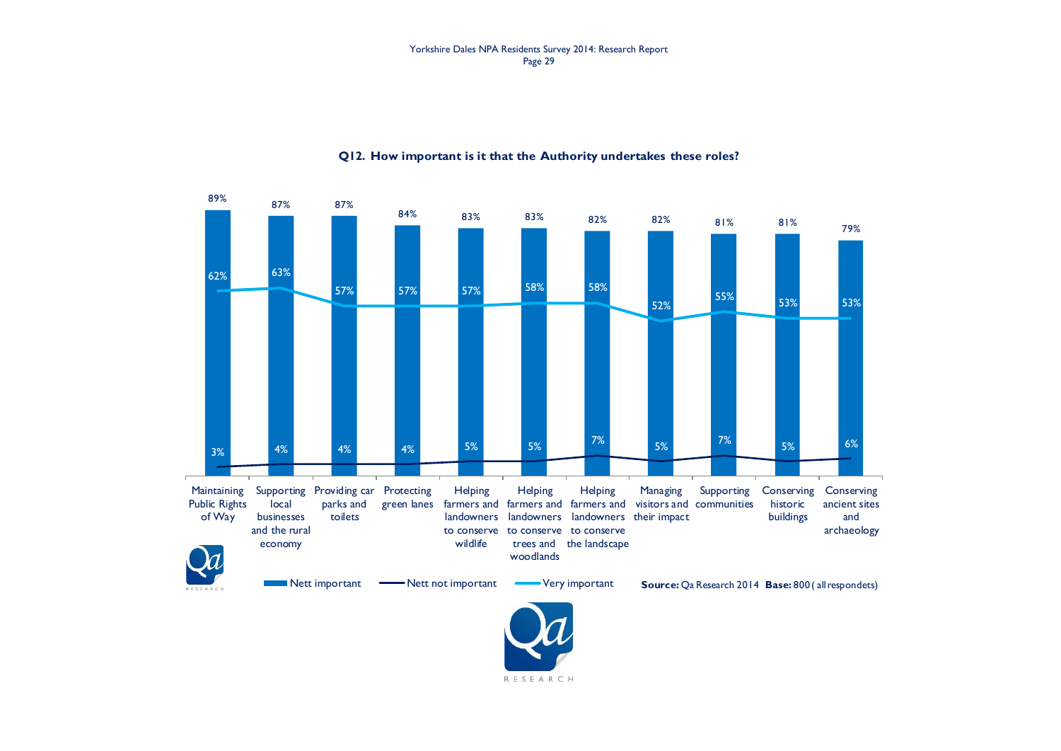**Q12. How important is it that the Authority undertakes these roles?**

| | Nett important | Very important | Nett not important |
|---|---|---|---|
| Maintaining Public Rights of Way | 89% | 62% | 3% |
| Supporting local businesses and the rural economy | 87% | 63% | 4% |
| Providing car parks and toilets | 87% | 57% | 4% |
| Protecting green lanes | 84% | 57% | 4% |
| Helping farmers and landowners to conserve wildlife | 83% | 57% | 5% |
| Helping farmers and landowners to conserve trees and woodlands | 83% | 58% | 5% |
| Helping farmers and landowners to conserve the landscape | 82% | 58% | 7% |
| Managing visitors and their impact | 82% | 52% | 5% |
| Supporting communities | 81% | 55% | 7% |
| Conserving historic buildings | 81% | 53% | 5% |
| Conserving ancient sites and archaeology | 79% | 53% | 6% |

**Source:** Qa Research 2014 **Base:** 800 ( all respondets)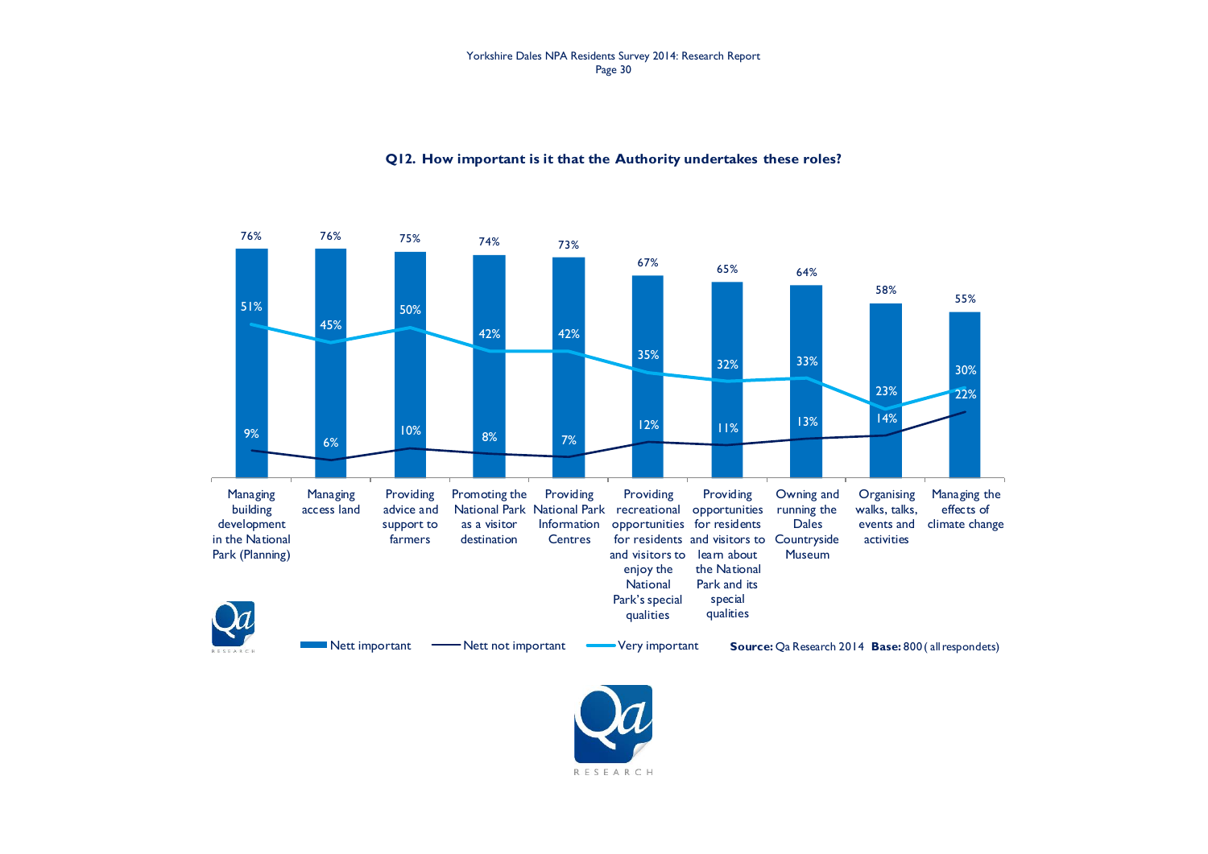**Q12. How important is it that the Authority undertakes these roles?**

| Role | Nett important | Very important | Nett not important |
|---|---|---|---|
| Managing building development in the National Park (Planning) | 76% | 51% | 9% |
| Managing access land | 76% | 45% | 6% |
| Providing advice and support to farmers | 75% | 50% | 10% |
| Promoting the National Park as a visitor destination | 74% | 42% | 8% |
| Providing National Park Information Centres | 73% | 42% | 7% |
| Providing recreational opportunities for residents and visitors to enjoy the National Park's special qualities | 67% | 35% | 12% |
| Providing opportunities for residents and visitors to learn about the National Park and its special qualities | 65% | 32% | 11% |
| Owning and running the Dales Countryside Museum | 64% | 33% | 13% |
| Organising walks, talks, events and activities | 58% | 23% | 14% |
| Managing the effects of climate change | 55% | 30% | 22% |

**Source:** Qa Research 2014 **Base:** 800 ( all respondets)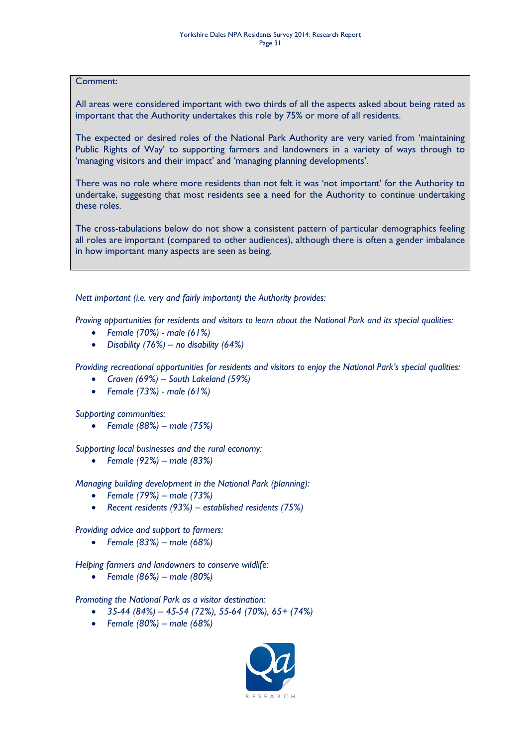Comment:

All areas were considered important with two thirds of all the aspects asked about being rated as important that the Authority undertakes this role by 75% or more of all residents.

The expected or desired roles of the National Park Authority are very varied from 'maintaining Public Rights of Way' to supporting farmers and landowners in a variety of ways through to 'managing visitors and their impact' and 'managing planning developments'.

There was no role where more residents than not felt it was 'not important' for the Authority to undertake, suggesting that most residents see a need for the Authority to continue undertaking these roles.

The cross-tabulations below do not show a consistent pattern of particular demographics feeling all roles are important (compared to other audiences), although there is often a gender imbalance in how important many aspects are seen as being.

*Nett important (i.e. very and fairly important) the Authority provides:*

*Proving opportunities for residents and visitors to learn about the National Park and its special qualities:*

- *Female (70%) - male (61%)*
- *Disability (76%) – no disability (64%)*

*Providing recreational opportunities for residents and visitors to enjoy the National Park's special qualities:*

- *Craven (69%) – South Lakeland (59%)*
- *Female (73%) - male (61%)*

*Supporting communities:*

- *Female (88%) – male (75%)*

*Supporting local businesses and the rural economy:*

- *Female (92%) – male (83%)*

*Managing building development in the National Park (planning):*

- *Female (79%) – male (73%)*
- *Recent residents (93%) – established residents (75%)*

*Providing advice and support to farmers:*

- *Female (83%) – male (68%)*

*Helping farmers and landowners to conserve wildlife:*

- *Female (86%) – male (80%)*

*Promoting the National Park as a visitor destination:*

- *35-44 (84%) – 45-54 (72%), 55-64 (70%), 65+ (74%)*
- *Female (80%) – male (68%)*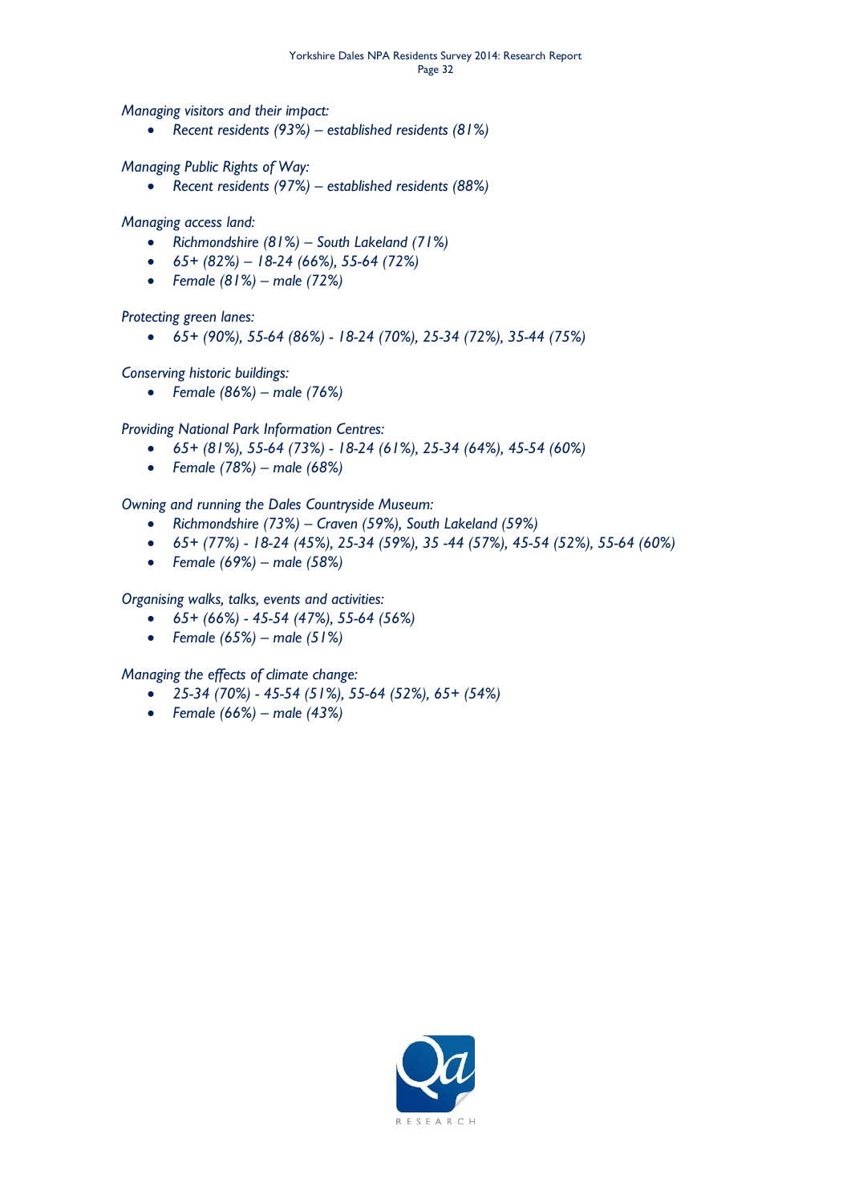*Managing visitors and their impact:*

- *Recent residents (93%) – established residents (81%)*

*Managing Public Rights of Way:*

- *Recent residents (97%) – established residents (88%)*

*Managing access land:*

- *Richmondshire (81%) – South Lakeland (71%)*
- *65+ (82%) – 18-24 (66%), 55-64 (72%)*
- *Female (81%) – male (72%)*

*Protecting green lanes:*

- *65+ (90%), 55-64 (86%) - 18-24 (70%), 25-34 (72%), 35-44 (75%)*

*Conserving historic buildings:*

- *Female (86%) – male (76%)*

*Providing National Park Information Centres:*

- *65+ (81%), 55-64 (73%) - 18-24 (61%), 25-34 (64%), 45-54 (60%)*
- *Female (78%) – male (68%)*

*Owning and running the Dales Countryside Museum:*

- *Richmondshire (73%) – Craven (59%), South Lakeland (59%)*
- *65+ (77%) - 18-24 (45%), 25-34 (59%), 35 -44 (57%), 45-54 (52%), 55-64 (60%)*
- *Female (69%) – male (58%)*

*Organising walks, talks, events and activities:*

- *65+ (66%) - 45-54 (47%), 55-64 (56%)*
- *Female (65%) – male (51%)*

*Managing the effects of climate change:*

- *25-34 (70%) - 45-54 (51%), 55-64 (52%), 65+ (54%)*
- *Female (66%) – male (43%)*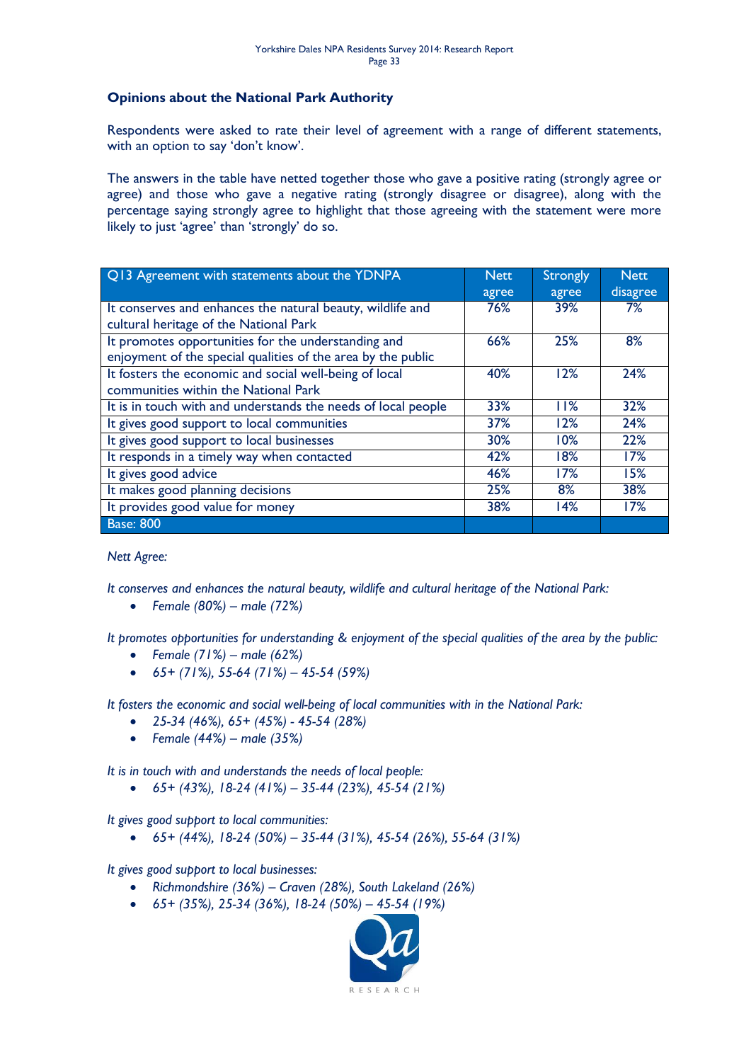**Opinions about the National Park Authority**

Respondents were asked to rate their level of agreement with a range of different statements, with an option to say 'don't know'.

The answers in the table have netted together those who gave a positive rating (strongly agree or agree) and those who gave a negative rating (strongly disagree or disagree), along with the percentage saying strongly agree to highlight that those agreeing with the statement were more likely to just 'agree' than 'strongly' do so.

| Q13 Agreement with statements about the YDNPA | Nett agree | Strongly agree | Nett disagree |
|---|---|---|---|
| It conserves and enhances the natural beauty, wildlife and cultural heritage of the National Park | 76% | 39% | 7% |
| It promotes opportunities for the understanding and enjoyment of the special qualities of the area by the public | 66% | 25% | 8% |
| It fosters the economic and social well-being of local communities within the National Park | 40% | 12% | 24% |
| It is in touch with and understands the needs of local people | 33% | 11% | 32% |
| It gives good support to local communities | 37% | 12% | 24% |
| It gives good support to local businesses | 30% | 10% | 22% |
| It responds in a timely way when contacted | 42% | 18% | 17% |
| It gives good advice | 46% | 17% | 15% |
| It makes good planning decisions | 25% | 8% | 38% |
| It provides good value for money | 38% | 14% | 17% |
| Base: 800 | | | |

*Nett Agree:*

*It conserves and enhances the natural beauty, wildlife and cultural heritage of the National Park:*

- *Female (80%) – male (72%)*

*It promotes opportunities for understanding & enjoyment of the special qualities of the area by the public:*

- *Female (71%) – male (62%)*
- *65+ (71%), 55-64 (71%) – 45-54 (59%)*

*It fosters the economic and social well-being of local communities with in the National Park:*

- *25-34 (46%), 65+ (45%) - 45-54 (28%)*
- *Female (44%) – male (35%)*

*It is in touch with and understands the needs of local people:*

- *65+ (43%), 18-24 (41%) – 35-44 (23%), 45-54 (21%)*

*It gives good support to local communities:*

- *65+ (44%), 18-24 (50%) – 35-44 (31%), 45-54 (26%), 55-64 (31%)*

*It gives good support to local businesses:*

- *Richmondshire (36%) – Craven (28%), South Lakeland (26%)*
- *65+ (35%), 25-34 (36%), 18-24 (50%) – 45-54 (19%)*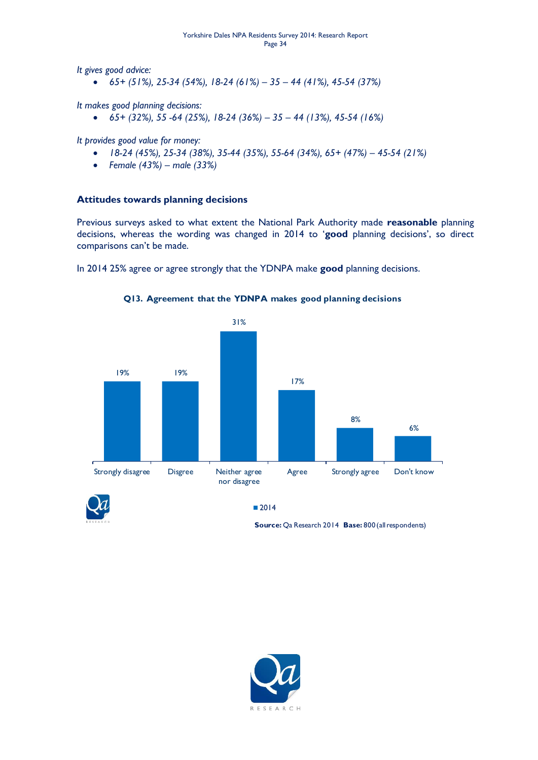*It gives good advice:*

- *65+ (51%), 25-34 (54%), 18-24 (61%) – 35 – 44 (41%), 45-54 (37%)*

*It makes good planning decisions:*

- *65+ (32%), 55 -64 (25%), 18-24 (36%) – 35 – 44 (13%), 45-54 (16%)*

*It provides good value for money:*

- *18-24 (45%), 25-34 (38%), 35-44 (35%), 55-64 (34%), 65+ (47%) – 45-54 (21%)*
- *Female (43%) – male (33%)*

### Attitudes towards planning decisions

Previous surveys asked to what extent the National Park Authority made **reasonable** planning decisions, whereas the wording was changed in 2014 to '**good** planning decisions', so direct comparisons can't be made.

In 2014 25% agree or agree strongly that the YDNPA make **good** planning decisions.

**Q13. Agreement that the YDNPA makes good planning decisions**

| Response | 2014 |
|---|---|
| Strongly disagree | 19% |
| Disgree | 19% |
| Neither agree nor disagree | 31% |
| Agree | 17% |
| Strongly agree | 8% |
| Don't know | 6% |

**Source:** Qa Research 2014 **Base:** 800 (all respondents)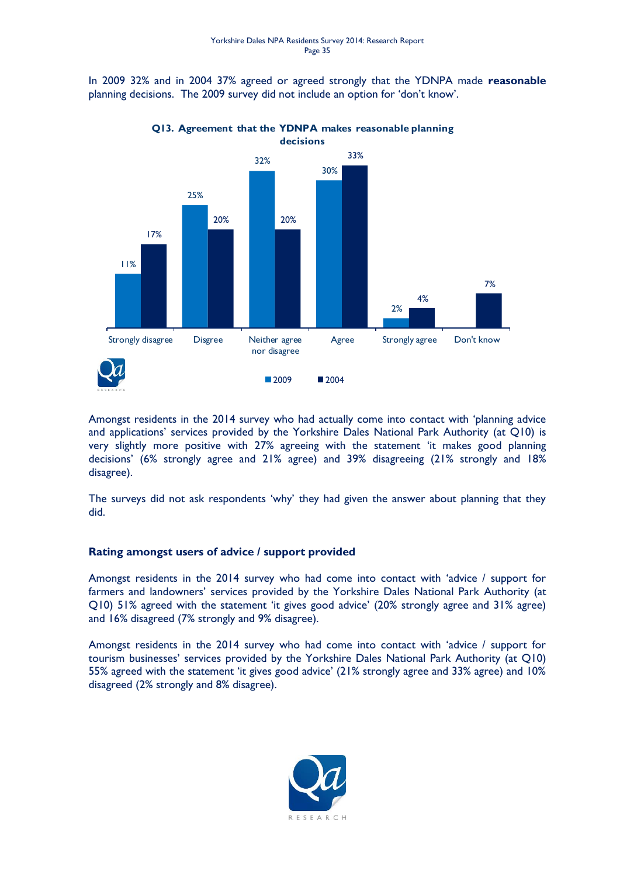In 2009 32% and in 2004 37% agreed or agreed strongly that the YDNPA made **reasonable** planning decisions. The 2009 survey did not include an option for 'don't know'.

**Q13. Agreement that the YDNPA makes reasonable planning decisions**

| | 2009 | 2004 |
|---|---|---|
| Strongly disagree | 11% | 17% |
| Disgree | 25% | 20% |
| Neither agree nor disagree | 32% | 20% |
| Agree | 30% | 33% |
| Strongly agree | 2% | 4% |
| Don't know | | 7% |

Amongst residents in the 2014 survey who had actually come into contact with 'planning advice and applications' services provided by the Yorkshire Dales National Park Authority (at Q10) is very slightly more positive with 27% agreeing with the statement 'it makes good planning decisions' (6% strongly agree and 21% agree) and 39% disagreeing (21% strongly and 18% disagree).

The surveys did not ask respondents 'why' they had given the answer about planning that they did.

### Rating amongst users of advice / support provided

Amongst residents in the 2014 survey who had come into contact with 'advice / support for farmers and landowners' services provided by the Yorkshire Dales National Park Authority (at Q10) 51% agreed with the statement 'it gives good advice' (20% strongly agree and 31% agree) and 16% disagreed (7% strongly and 9% disagree).

Amongst residents in the 2014 survey who had come into contact with 'advice / support for tourism businesses' services provided by the Yorkshire Dales National Park Authority (at Q10) 55% agreed with the statement 'it gives good advice' (21% strongly agree and 33% agree) and 10% disagreed (2% strongly and 8% disagree).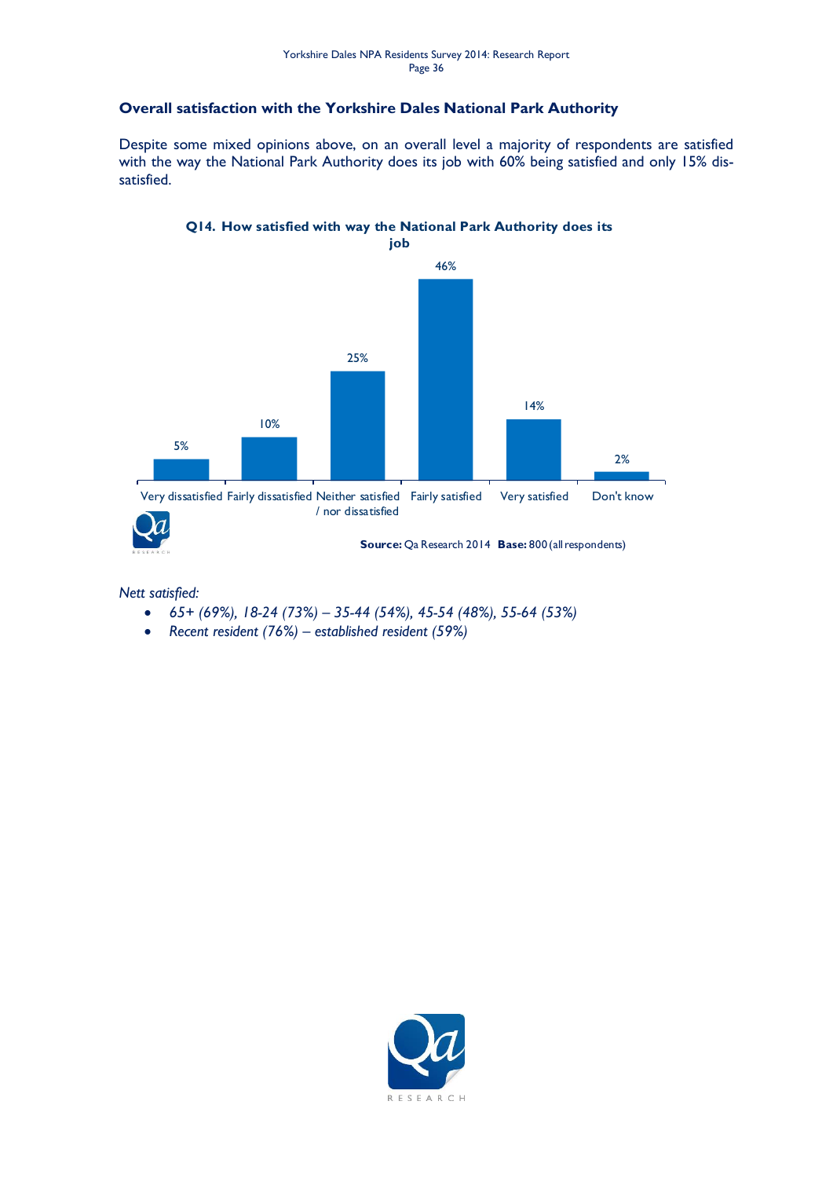## Overall satisfaction with the Yorkshire Dales National Park Authority

Despite some mixed opinions above, on an overall level a majority of respondents are satisfied with the way the National Park Authority does its job with 60% being satisfied and only 15% dis-satisfied.

**Q14. How satisfied with way the National Park Authority does its job**

| Response | % |
|---|---|
| Very dissatisfied | 5% |
| Fairly dissatisfied | 10% |
| Neither satisfied / nor dissatisfied | 25% |
| Fairly satisfied | 46% |
| Very satisfied | 14% |
| Don't know | 2% |

**Source:** Qa Research 2014 **Base:** 800 (all respondents)

*Nett satisfied:*

- *65+ (69%), 18-24 (73%) – 35-44 (54%), 45-54 (48%), 55-64 (53%)*
- *Recent resident (76%) – established resident (59%)*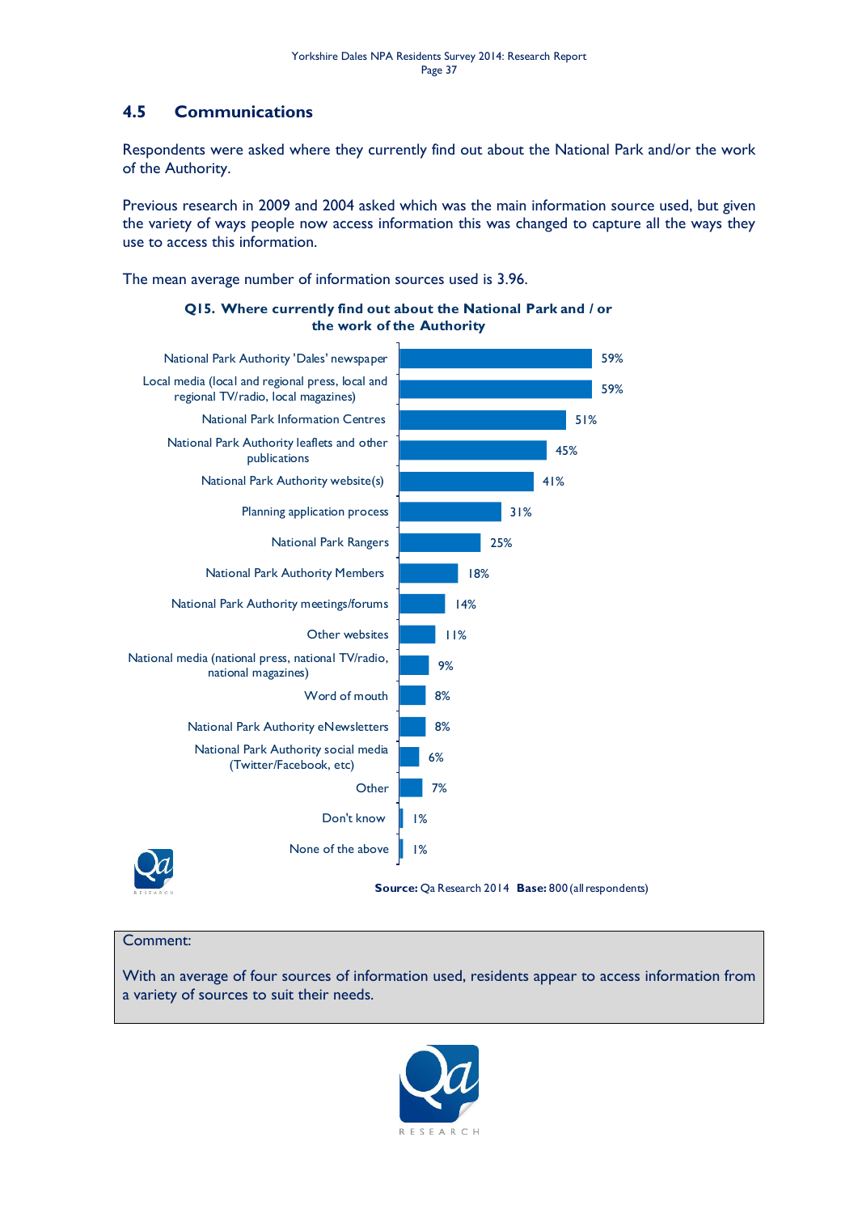## 4.5 Communications

Respondents were asked where they currently find out about the National Park and/or the work of the Authority.

Previous research in 2009 and 2004 asked which was the main information source used, but given the variety of ways people now access information this was changed to capture all the ways they use to access this information.

The mean average number of information sources used is 3.96.

**Q15. Where currently find out about the National Park and / or the work of the Authority**

| Source | % |
|---|---|
| National Park Authority 'Dales' newspaper | 59% |
| Local media (local and regional press, local and regional TV/radio, local magazines) | 59% |
| National Park Information Centres | 51% |
| National Park Authority leaflets and other publications | 45% |
| National Park Authority website(s) | 41% |
| Planning application process | 31% |
| National Park Rangers | 25% |
| National Park Authority Members | 18% |
| National Park Authority meetings/forums | 14% |
| Other websites | 11% |
| National media (national press, national TV/radio, national magazines) | 9% |
| Word of mouth | 8% |
| National Park Authority eNewsletters | 8% |
| National Park Authority social media (Twitter/Facebook, etc) | 6% |
| Other | 7% |
| Don't know | 1% |
| None of the above | 1% |

**Source:** Qa Research 2014 **Base:** 800 (all respondents)

Comment:

With an average of four sources of information used, residents appear to access information from a variety of sources to suit their needs.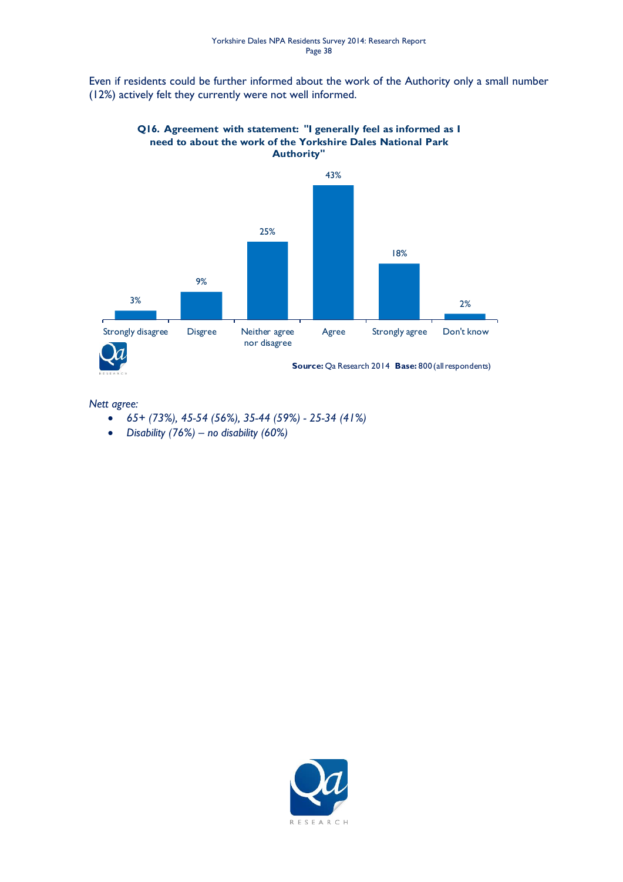Even if residents could be further informed about the work of the Authority only a small number (12%) actively felt they currently were not well informed.

**Q16. Agreement with statement: "I generally feel as informed as I need to about the work of the Yorkshire Dales National Park Authority"**

| Strongly disagree | Disgree | Neither agree nor disagree | Agree | Strongly agree | Don't know |
|---|---|---|---|---|---|
| 3% | 9% | 25% | 43% | 18% | 2% |

**Source:** Qa Research 2014 **Base:** 800 (all respondents)

*Nett agree:*

- *65+ (73%), 45-54 (56%), 35-44 (59%) - 25-34 (41%)*
- *Disability (76%) – no disability (60%)*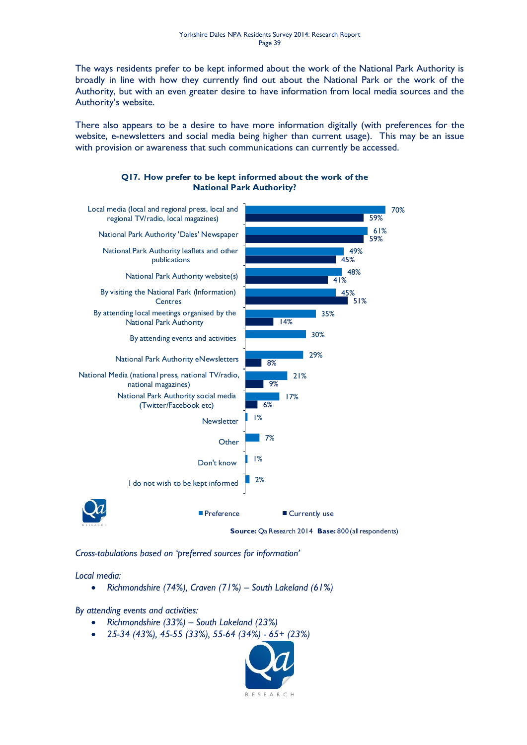The ways residents prefer to be kept informed about the work of the National Park Authority is broadly in line with how they currently find out about the National Park or the work of the Authority, but with an even greater desire to have information from local media sources and the Authority's website.

There also appears to be a desire to have more information digitally (with preferences for the website, e-newsletters and social media being higher than current usage). This may be an issue with provision or awareness that such communications can currently be accessed.

**Q17. How prefer to be kept informed about the work of the National Park Authority?**

| | Preference | Currently use |
|---|---|---|
| Local media (local and regional press, local and regional TV/radio, local magazines) | 70% | 59% |
| National Park Authority 'Dales' Newspaper | 61% | 59% |
| National Park Authority leaflets and other publications | 49% | 45% |
| National Park Authority website(s) | 48% | 41% |
| By visiting the National Park (Information) Centres | 45% | 51% |
| By attending local meetings organised by the National Park Authority | 35% | 14% |
| By attending events and activities | 30% | |
| National Park Authority eNewsletters | 29% | 8% |
| National Media (national press, national TV/radio, national magazines) | 21% | 9% |
| National Park Authority social media (Twitter/Facebook etc) | 17% | 6% |
| Newsletter | 1% | |
| Other | 7% | |
| Don't know | 1% | |
| I do not wish to be kept informed | 2% | |

**Source:** Qa Research 2014 **Base:** 800 (all respondents)

*Cross-tabulations based on 'preferred sources for information'*

*Local media:*

- *Richmondshire (74%), Craven (71%) – South Lakeland (61%)*

*By attending events and activities:*

- *Richmondshire (33%) – South Lakeland (23%)*
- *25-34 (43%), 45-55 (33%), 55-64 (34%) - 65+ (23%)*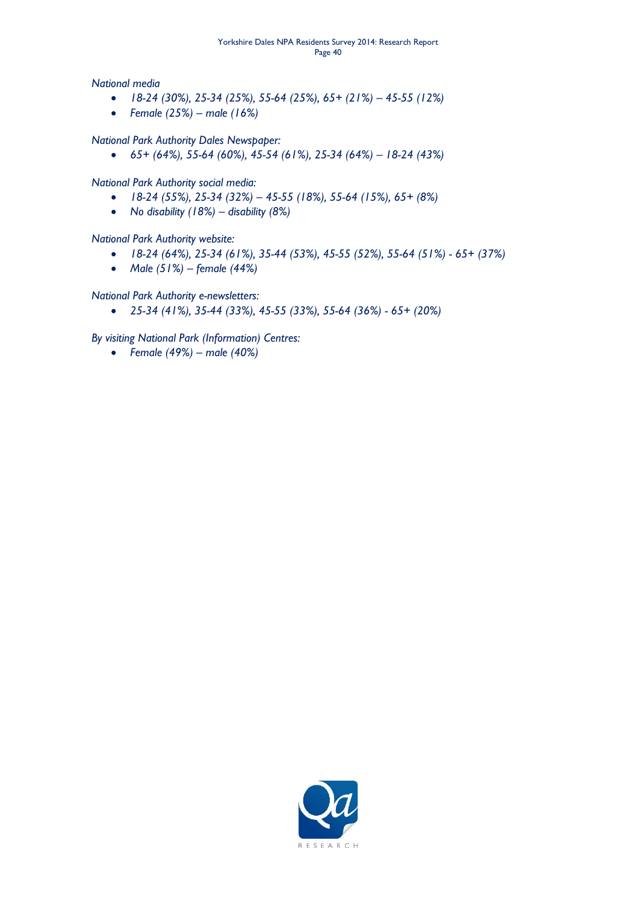*National media*

- *18-24 (30%), 25-34 (25%), 55-64 (25%), 65+ (21%) – 45-55 (12%)*
- *Female (25%) – male (16%)*

*National Park Authority Dales Newspaper:*

- *65+ (64%), 55-64 (60%), 45-54 (61%), 25-34 (64%) – 18-24 (43%)*

*National Park Authority social media:*

- *18-24 (55%), 25-34 (32%) – 45-55 (18%), 55-64 (15%), 65+ (8%)*
- *No disability (18%) – disability (8%)*

*National Park Authority website:*

- *18-24 (64%), 25-34 (61%), 35-44 (53%), 45-55 (52%), 55-64 (51%) - 65+ (37%)*
- *Male (51%) – female (44%)*

*National Park Authority e-newsletters:*

- *25-34 (41%), 35-44 (33%), 45-55 (33%), 55-64 (36%) - 65+ (20%)*

*By visiting National Park (Information) Centres:*

- *Female (49%) – male (40%)*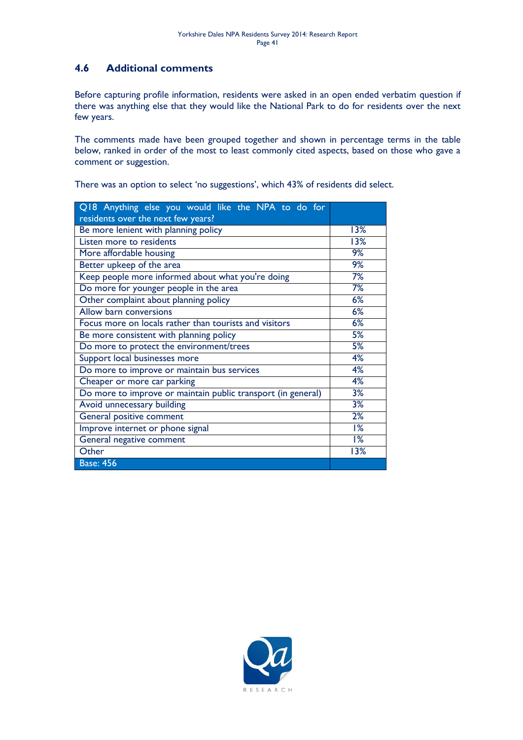## 4.6 Additional comments

Before capturing profile information, residents were asked in an open ended verbatim question if there was anything else that they would like the National Park to do for residents over the next few years.

The comments made have been grouped together and shown in percentage terms in the table below, ranked in order of the most to least commonly cited aspects, based on those who gave a comment or suggestion.

There was an option to select 'no suggestions', which 43% of residents did select.

| Q18 Anything else you would like the NPA to do for residents over the next few years? | |
|---|---|
| Be more lenient with planning policy | 13% |
| Listen more to residents | 13% |
| More affordable housing | 9% |
| Better upkeep of the area | 9% |
| Keep people more informed about what you're doing | 7% |
| Do more for younger people in the area | 7% |
| Other complaint about planning policy | 6% |
| Allow barn conversions | 6% |
| Focus more on locals rather than tourists and visitors | 6% |
| Be more consistent with planning policy | 5% |
| Do more to protect the environment/trees | 5% |
| Support local businesses more | 4% |
| Do more to improve or maintain bus services | 4% |
| Cheaper or more car parking | 4% |
| Do more to improve or maintain public transport (in general) | 3% |
| Avoid unnecessary building | 3% |
| General positive comment | 2% |
| Improve internet or phone signal | 1% |
| General negative comment | 1% |
| Other | 13% |
| Base: 456 | |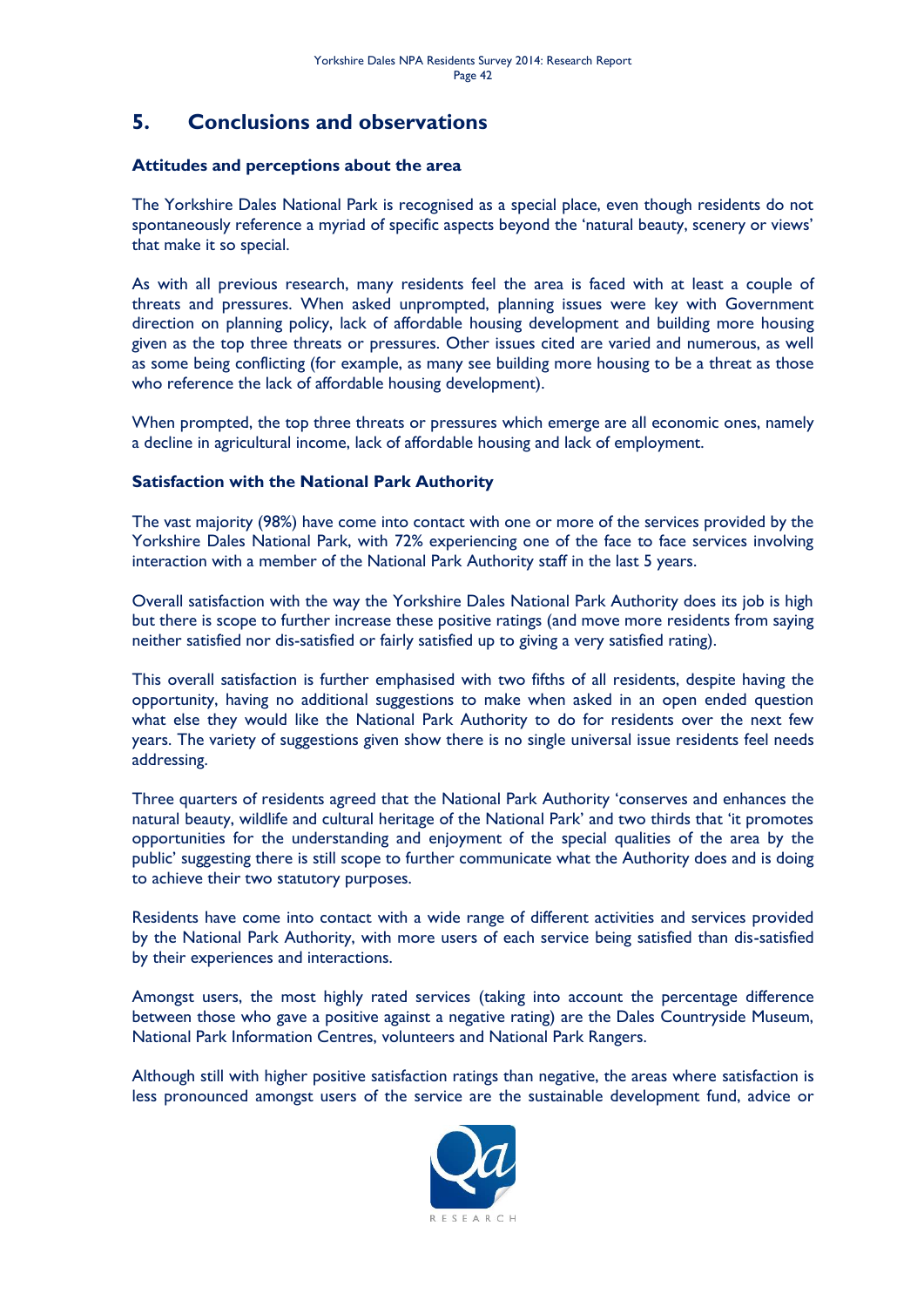## 5. Conclusions and observations

### Attitudes and perceptions about the area

The Yorkshire Dales National Park is recognised as a special place, even though residents do not spontaneously reference a myriad of specific aspects beyond the 'natural beauty, scenery or views' that make it so special.

As with all previous research, many residents feel the area is faced with at least a couple of threats and pressures. When asked unprompted, planning issues were key with Government direction on planning policy, lack of affordable housing development and building more housing given as the top three threats or pressures. Other issues cited are varied and numerous, as well as some being conflicting (for example, as many see building more housing to be a threat as those who reference the lack of affordable housing development).

When prompted, the top three threats or pressures which emerge are all economic ones, namely a decline in agricultural income, lack of affordable housing and lack of employment.

### Satisfaction with the National Park Authority

The vast majority (98%) have come into contact with one or more of the services provided by the Yorkshire Dales National Park, with 72% experiencing one of the face to face services involving interaction with a member of the National Park Authority staff in the last 5 years.

Overall satisfaction with the way the Yorkshire Dales National Park Authority does its job is high but there is scope to further increase these positive ratings (and move more residents from saying neither satisfied nor dis-satisfied or fairly satisfied up to giving a very satisfied rating).

This overall satisfaction is further emphasised with two fifths of all residents, despite having the opportunity, having no additional suggestions to make when asked in an open ended question what else they would like the National Park Authority to do for residents over the next few years. The variety of suggestions given show there is no single universal issue residents feel needs addressing.

Three quarters of residents agreed that the National Park Authority 'conserves and enhances the natural beauty, wildlife and cultural heritage of the National Park' and two thirds that 'it promotes opportunities for the understanding and enjoyment of the special qualities of the area by the public' suggesting there is still scope to further communicate what the Authority does and is doing to achieve their two statutory purposes.

Residents have come into contact with a wide range of different activities and services provided by the National Park Authority, with more users of each service being satisfied than dis-satisfied by their experiences and interactions.

Amongst users, the most highly rated services (taking into account the percentage difference between those who gave a positive against a negative rating) are the Dales Countryside Museum, National Park Information Centres, volunteers and National Park Rangers.

Although still with higher positive satisfaction ratings than negative, the areas where satisfaction is less pronounced amongst users of the service are the sustainable development fund, advice or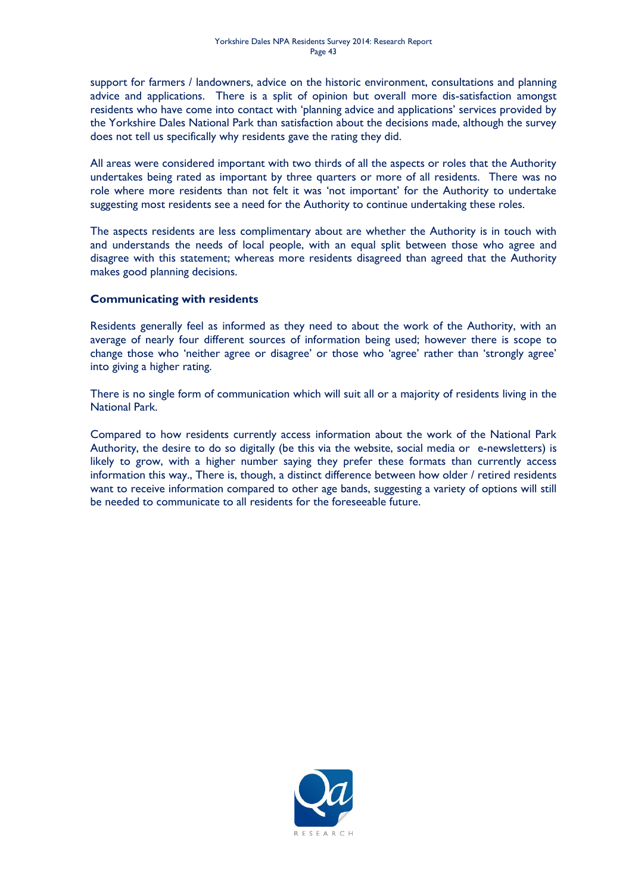support for farmers / landowners, advice on the historic environment, consultations and planning advice and applications. There is a split of opinion but overall more dis-satisfaction amongst residents who have come into contact with 'planning advice and applications' services provided by the Yorkshire Dales National Park than satisfaction about the decisions made, although the survey does not tell us specifically why residents gave the rating they did.

All areas were considered important with two thirds of all the aspects or roles that the Authority undertakes being rated as important by three quarters or more of all residents. There was no role where more residents than not felt it was 'not important' for the Authority to undertake suggesting most residents see a need for the Authority to continue undertaking these roles.

The aspects residents are less complimentary about are whether the Authority is in touch with and understands the needs of local people, with an equal split between those who agree and disagree with this statement; whereas more residents disagreed than agreed that the Authority makes good planning decisions.

**Communicating with residents**

Residents generally feel as informed as they need to about the work of the Authority, with an average of nearly four different sources of information being used; however there is scope to change those who 'neither agree or disagree' or those who 'agree' rather than 'strongly agree' into giving a higher rating.

There is no single form of communication which will suit all or a majority of residents living in the National Park.

Compared to how residents currently access information about the work of the National Park Authority, the desire to do so digitally (be this via the website, social media or e-newsletters) is likely to grow, with a higher number saying they prefer these formats than currently access information this way., There is, though, a distinct difference between how older / retired residents want to receive information compared to other age bands, suggesting a variety of options will still be needed to communicate to all residents for the foreseeable future.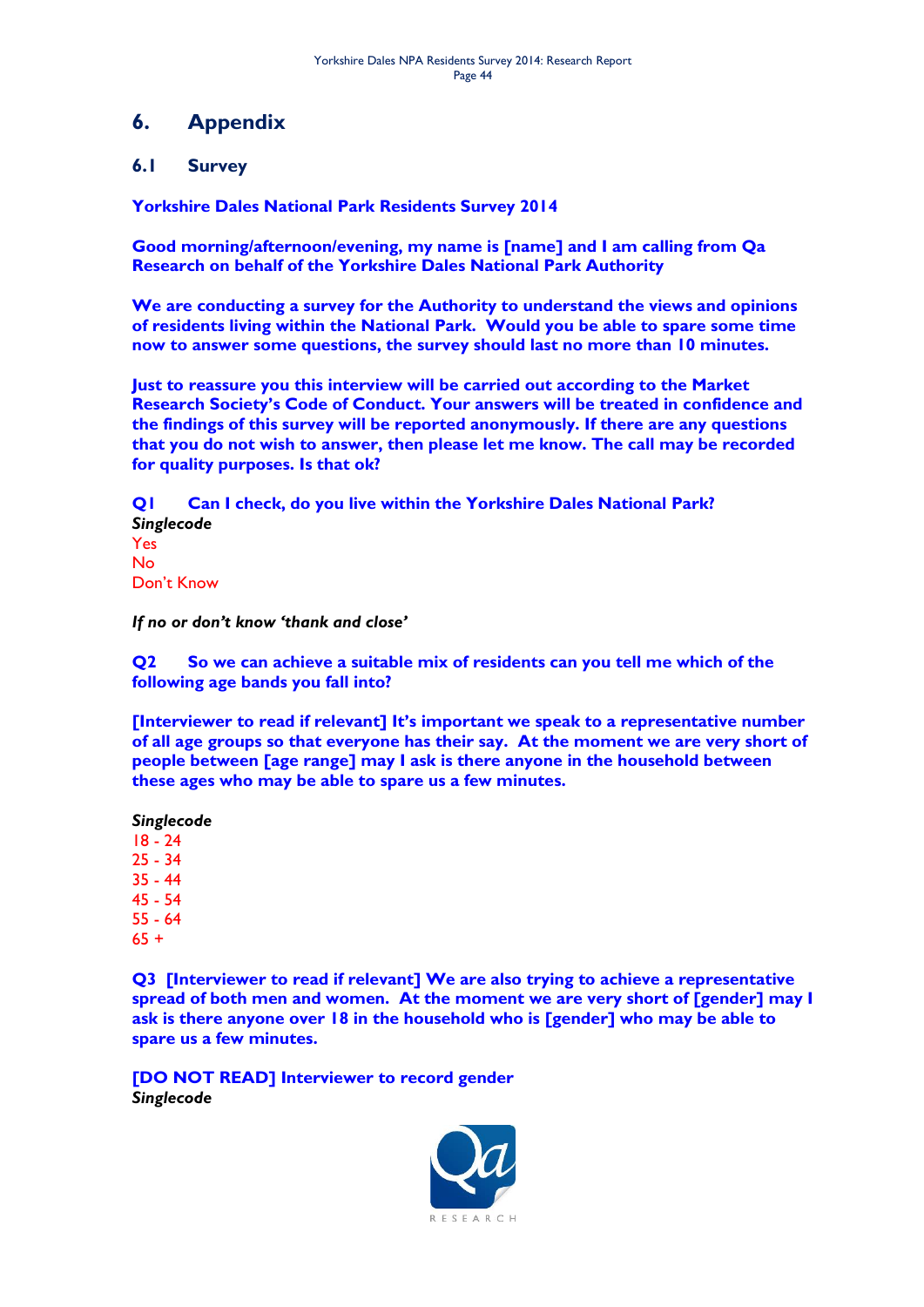# 6. Appendix

## 6.1 Survey

**Yorkshire Dales National Park Residents Survey 2014**

**Good morning/afternoon/evening, my name is [name] and I am calling from Qa Research on behalf of the Yorkshire Dales National Park Authority**

**We are conducting a survey for the Authority to understand the views and opinions of residents living within the National Park. Would you be able to spare some time now to answer some questions, the survey should last no more than 10 minutes.**

**Just to reassure you this interview will be carried out according to the Market Research Society's Code of Conduct. Your answers will be treated in confidence and the findings of this survey will be reported anonymously. If there are any questions that you do not wish to answer, then please let me know. The call may be recorded for quality purposes. Is that ok?**

**Q1 Can I check, do you live within the Yorkshire Dales National Park?**

***Singlecode***

Yes
No
Don't Know

***If no or don't know 'thank and close'***

**Q2 So we can achieve a suitable mix of residents can you tell me which of the following age bands you fall into?**

**[Interviewer to read if relevant] It's important we speak to a representative number of all age groups so that everyone has their say. At the moment we are very short of people between [age range] may I ask is there anyone in the household between these ages who may be able to spare us a few minutes.**

***Singlecode***

18 - 24
25 - 34
35 - 44
45 - 54
55 - 64
65 +

**Q3 [Interviewer to read if relevant] We are also trying to achieve a representative spread of both men and women. At the moment we are very short of [gender] may I ask is there anyone over 18 in the household who is [gender] who may be able to spare us a few minutes.**

**[DO NOT READ] Interviewer to record gender**

***Singlecode***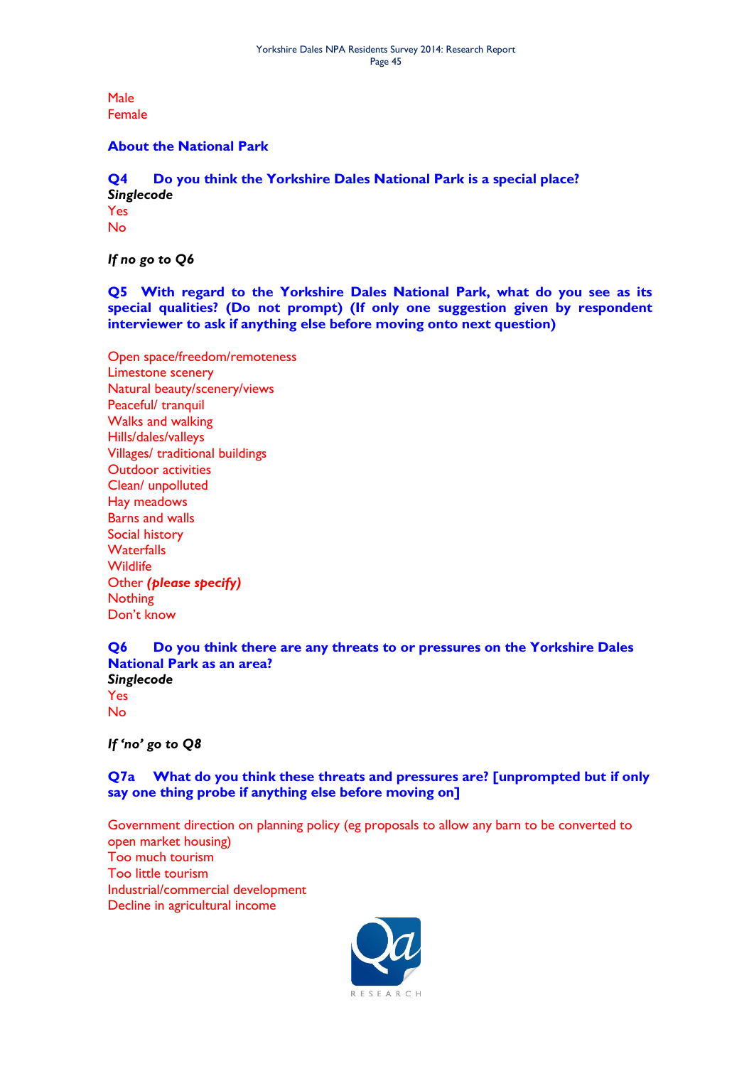Male
Female

### About the National Park

**Q4 Do you think the Yorkshire Dales National Park is a special place?**
***Singlecode***
Yes
No

***If no go to Q6***

**Q5 With regard to the Yorkshire Dales National Park, what do you see as its special qualities? (Do not prompt) (If only one suggestion given by respondent interviewer to ask if anything else before moving onto next question)**

Open space/freedom/remoteness
Limestone scenery
Natural beauty/scenery/views
Peaceful/ tranquil
Walks and walking
Hills/dales/valleys
Villages/ traditional buildings
Outdoor activities
Clean/ unpolluted
Hay meadows
Barns and walls
Social history
Waterfalls
Wildlife
Other ***(please specify)***
Nothing
Don't know

**Q6 Do you think there are any threats to or pressures on the Yorkshire Dales National Park as an area?**
***Singlecode***
Yes
No

***If 'no' go to Q8***

**Q7a What do you think these threats and pressures are? [unprompted but if only say one thing probe if anything else before moving on]**

Government direction on planning policy (eg proposals to allow any barn to be converted to open market housing)
Too much tourism
Too little tourism
Industrial/commercial development
Decline in agricultural income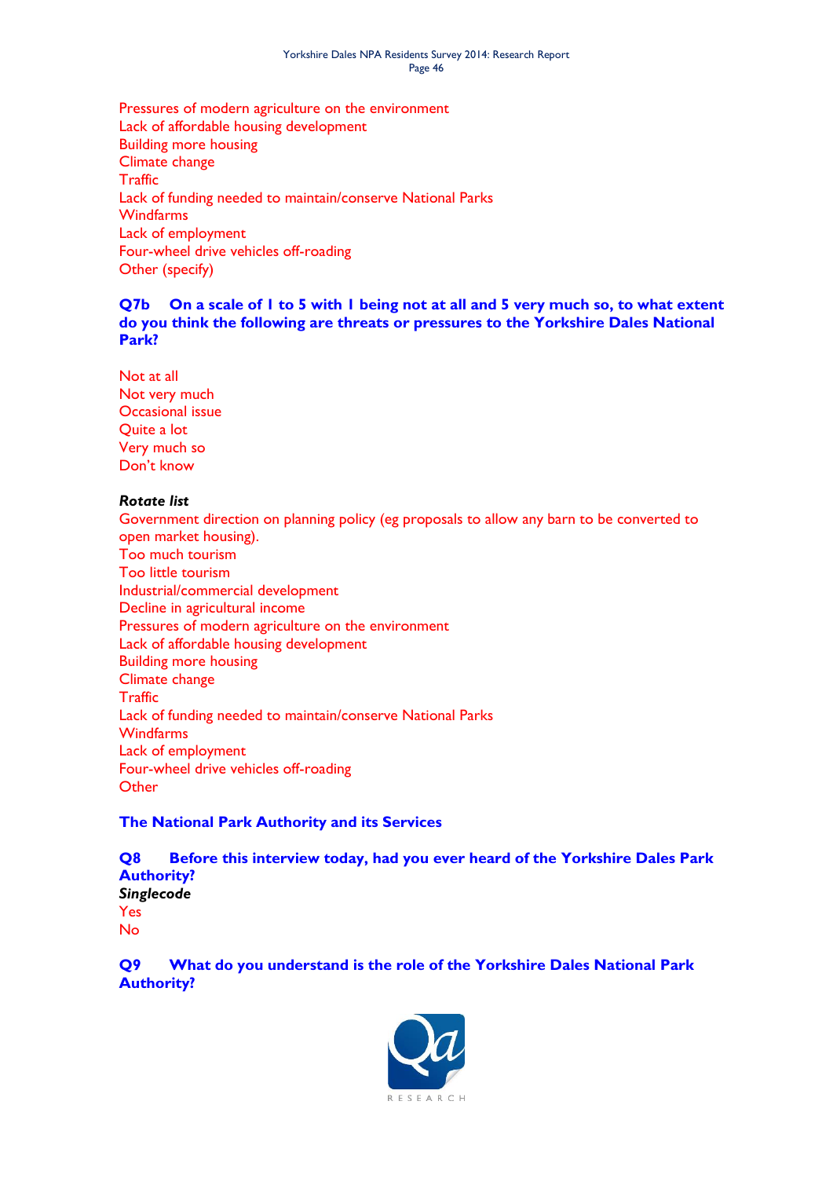Pressures of modern agriculture on the environment
Lack of affordable housing development
Building more housing
Climate change
Traffic
Lack of funding needed to maintain/conserve National Parks
Windfarms
Lack of employment
Four-wheel drive vehicles off-roading
Other (specify)

**Q7b On a scale of 1 to 5 with 1 being not at all and 5 very much so, to what extent do you think the following are threats or pressures to the Yorkshire Dales National Park?**

Not at all
Not very much
Occasional issue
Quite a lot
Very much so
Don't know

***Rotate list***
Government direction on planning policy (eg proposals to allow any barn to be converted to open market housing).
Too much tourism
Too little tourism
Industrial/commercial development
Decline in agricultural income
Pressures of modern agriculture on the environment
Lack of affordable housing development
Building more housing
Climate change
Traffic
Lack of funding needed to maintain/conserve National Parks
Windfarms
Lack of employment
Four-wheel drive vehicles off-roading
Other

**The National Park Authority and its Services**

**Q8 Before this interview today, had you ever heard of the Yorkshire Dales Park Authority?**
***Singlecode***
Yes
No

**Q9 What do you understand is the role of the Yorkshire Dales National Park Authority?**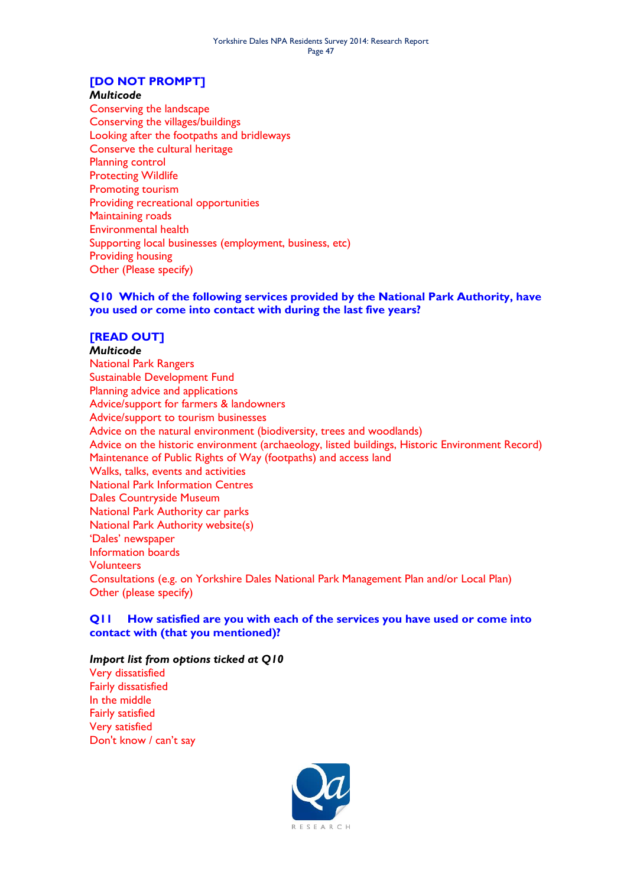**[DO NOT PROMPT]**

***Multicode***

Conserving the landscape
Conserving the villages/buildings
Looking after the footpaths and bridleways
Conserve the cultural heritage
Planning control
Protecting Wildlife
Promoting tourism
Providing recreational opportunities
Maintaining roads
Environmental health
Supporting local businesses (employment, business, etc)
Providing housing
Other (Please specify)

**Q10 Which of the following services provided by the National Park Authority, have you used or come into contact with during the last five years?**

**[READ OUT]**

***Multicode***

National Park Rangers
Sustainable Development Fund
Planning advice and applications
Advice/support for farmers & landowners
Advice/support to tourism businesses
Advice on the natural environment (biodiversity, trees and woodlands)
Advice on the historic environment (archaeology, listed buildings, Historic Environment Record)
Maintenance of Public Rights of Way (footpaths) and access land
Walks, talks, events and activities
National Park Information Centres
Dales Countryside Museum
National Park Authority car parks
National Park Authority website(s)
'Dales' newspaper
Information boards
Volunteers
Consultations (e.g. on Yorkshire Dales National Park Management Plan and/or Local Plan)
Other (please specify)

**Q11 How satisfied are you with each of the services you have used or come into contact with (that you mentioned)?**

***Import list from options ticked at Q10***

Very dissatisfied
Fairly dissatisfied
In the middle
Fairly satisfied
Very satisfied
Don't know / can't say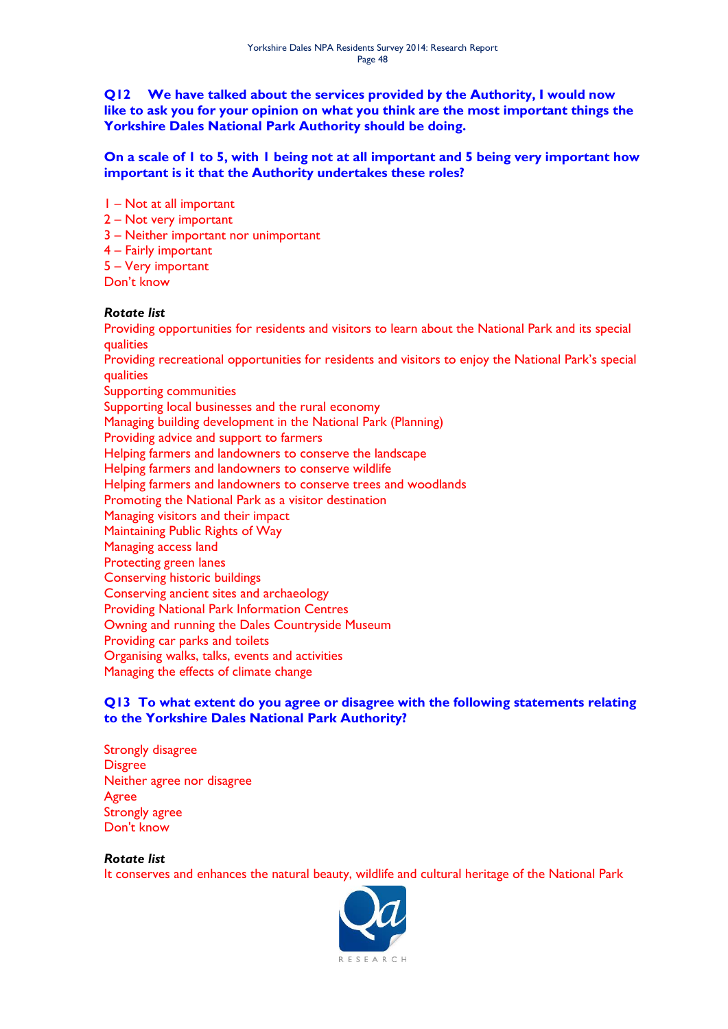**Q12 We have talked about the services provided by the Authority, I would now like to ask you for your opinion on what you think are the most important things the Yorkshire Dales National Park Authority should be doing.**

**On a scale of 1 to 5, with 1 being not at all important and 5 being very important how important is it that the Authority undertakes these roles?**

1 – Not at all important
2 – Not very important
3 – Neither important nor unimportant
4 – Fairly important
5 – Very important
Don't know

***Rotate list***

Providing opportunities for residents and visitors to learn about the National Park and its special qualities
Providing recreational opportunities for residents and visitors to enjoy the National Park's special qualities
Supporting communities
Supporting local businesses and the rural economy
Managing building development in the National Park (Planning)
Providing advice and support to farmers
Helping farmers and landowners to conserve the landscape
Helping farmers and landowners to conserve wildlife
Helping farmers and landowners to conserve trees and woodlands
Promoting the National Park as a visitor destination
Managing visitors and their impact
Maintaining Public Rights of Way
Managing access land
Protecting green lanes
Conserving historic buildings
Conserving ancient sites and archaeology
Providing National Park Information Centres
Owning and running the Dales Countryside Museum
Providing car parks and toilets
Organising walks, talks, events and activities
Managing the effects of climate change

**Q13 To what extent do you agree or disagree with the following statements relating to the Yorkshire Dales National Park Authority?**

Strongly disagree
Disgree
Neither agree nor disagree
Agree
Strongly agree
Don't know

***Rotate list***

It conserves and enhances the natural beauty, wildlife and cultural heritage of the National Park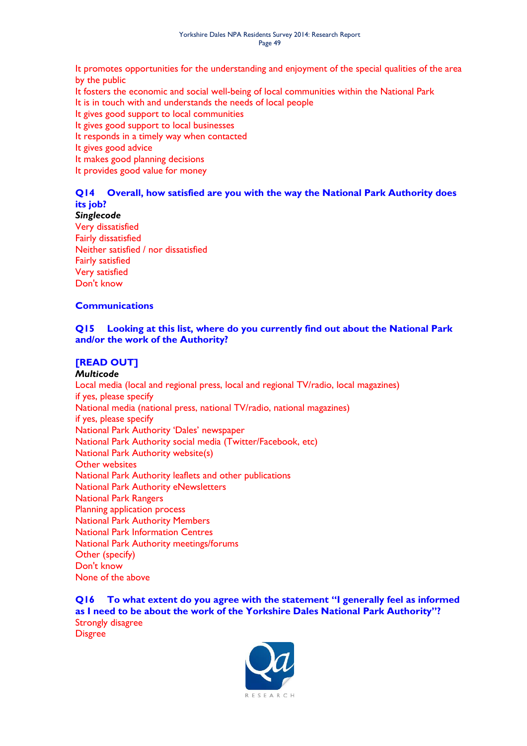It promotes opportunities for the understanding and enjoyment of the special qualities of the area by the public
It fosters the economic and social well-being of local communities within the National Park
It is in touch with and understands the needs of local people
It gives good support to local communities
It gives good support to local businesses
It responds in a timely way when contacted
It gives good advice
It makes good planning decisions
It provides good value for money

**Q14 Overall, how satisfied are you with the way the National Park Authority does its job?**

***Singlecode***

Very dissatisfied
Fairly dissatisfied
Neither satisfied / nor dissatisfied
Fairly satisfied
Very satisfied
Don't know

**Communications**

**Q15 Looking at this list, where do you currently find out about the National Park and/or the work of the Authority?**

**[READ OUT]**

***Multicode***

Local media (local and regional press, local and regional TV/radio, local magazines)
if yes, please specify
National media (national press, national TV/radio, national magazines)
if yes, please specify
National Park Authority 'Dales' newspaper
National Park Authority social media (Twitter/Facebook, etc)
National Park Authority website(s)
Other websites
National Park Authority leaflets and other publications
National Park Authority eNewsletters
National Park Rangers
Planning application process
National Park Authority Members
National Park Information Centres
National Park Authority meetings/forums
Other (specify)
Don't know
None of the above

**Q16 To what extent do you agree with the statement "I generally feel as informed as I need to be about the work of the Yorkshire Dales National Park Authority"?**

Strongly disagree
Disgree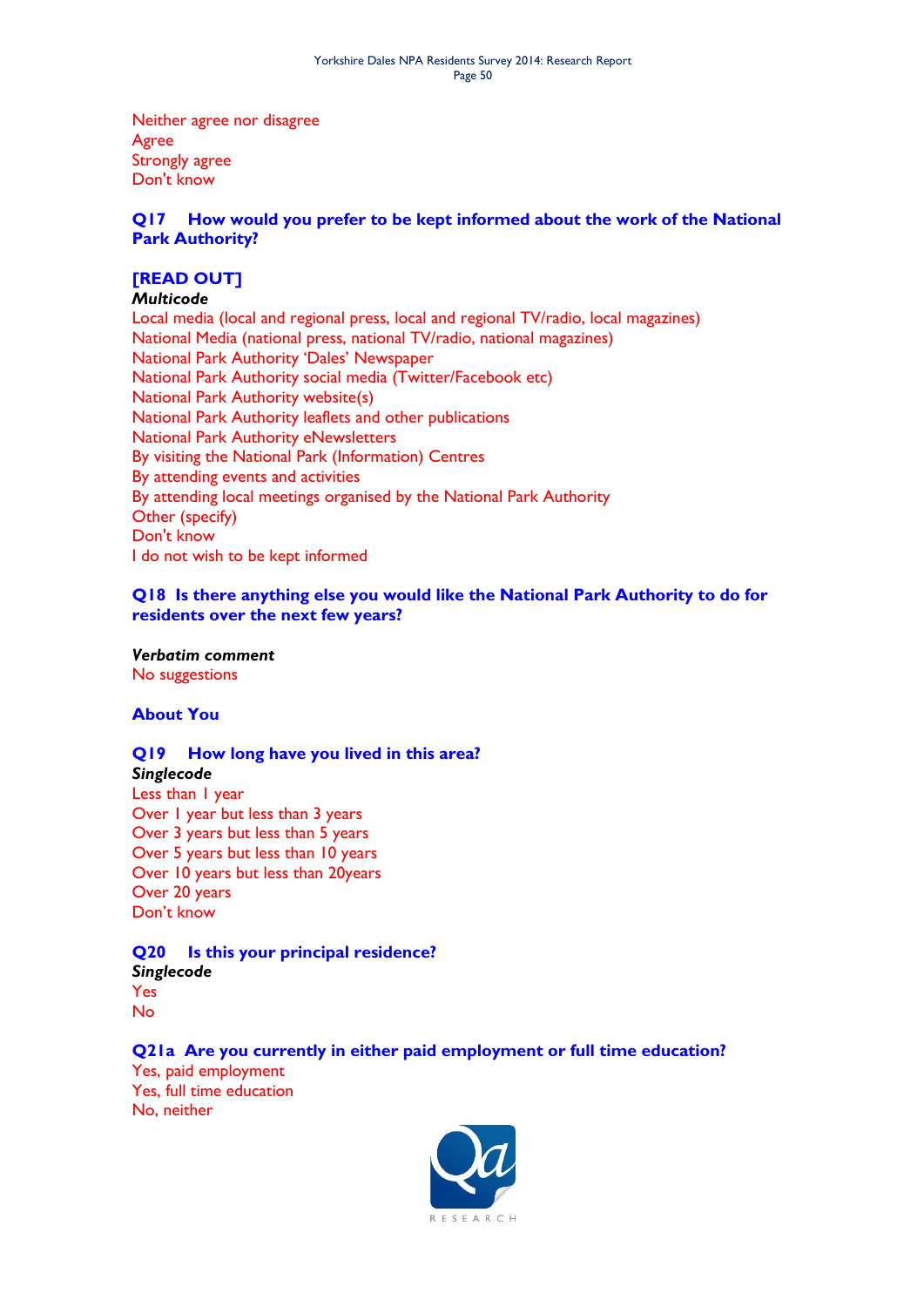Neither agree nor disagree
Agree
Strongly agree
Don't know

### Q17 How would you prefer to be kept informed about the work of the National Park Authority?

### [READ OUT]

***Multicode***

Local media (local and regional press, local and regional TV/radio, local magazines)
National Media (national press, national TV/radio, national magazines)
National Park Authority 'Dales' Newspaper
National Park Authority social media (Twitter/Facebook etc)
National Park Authority website(s)
National Park Authority leaflets and other publications
National Park Authority eNewsletters
By visiting the National Park (Information) Centres
By attending events and activities
By attending local meetings organised by the National Park Authority
Other (specify)
Don't know
I do not wish to be kept informed

### Q18 Is there anything else you would like the National Park Authority to do for residents over the next few years?

***Verbatim comment***

No suggestions

### About You

### Q19 How long have you lived in this area?

***Singlecode***

Less than 1 year
Over 1 year but less than 3 years
Over 3 years but less than 5 years
Over 5 years but less than 10 years
Over 10 years but less than 20years
Over 20 years
Don't know

### Q20 Is this your principal residence?

***Singlecode***

Yes
No

### Q21a Are you currently in either paid employment or full time education?

Yes, paid employment
Yes, full time education
No, neither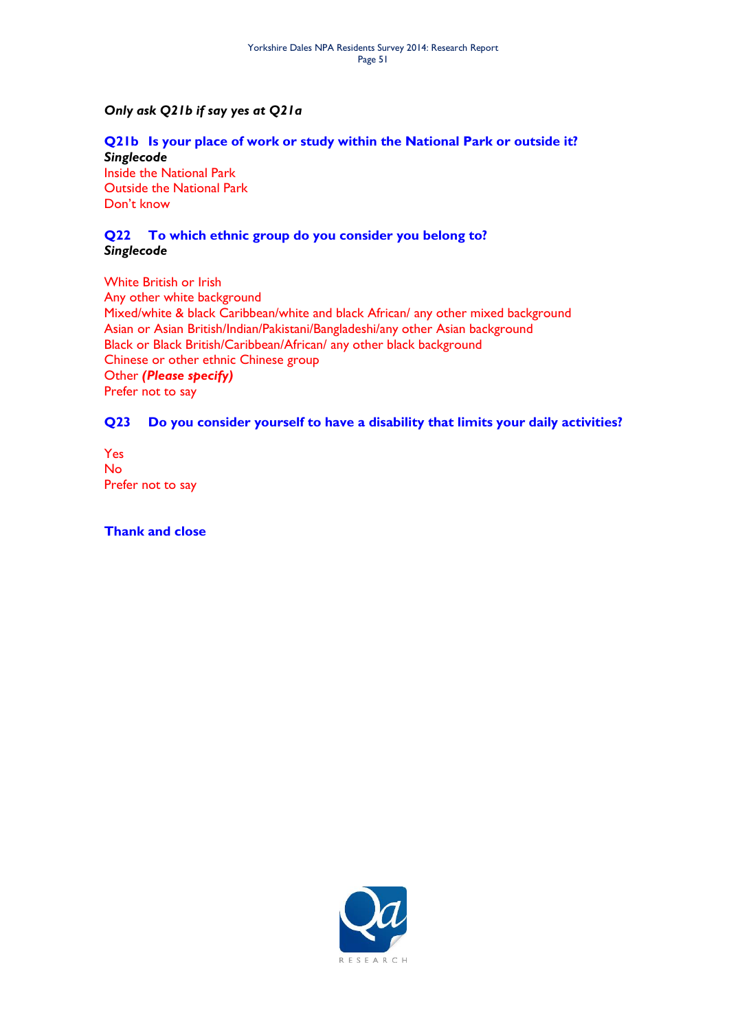***Only ask Q21b if say yes at Q21a***

**Q21b Is your place of work or study within the National Park or outside it?**

***Singlecode***

Inside the National Park
Outside the National Park
Don't know

**Q22 To which ethnic group do you consider you belong to?**

***Singlecode***

White British or Irish
Any other white background
Mixed/white & black Caribbean/white and black African/ any other mixed background
Asian or Asian British/Indian/Pakistani/Bangladeshi/any other Asian background
Black or Black British/Caribbean/African/ any other black background
Chinese or other ethnic Chinese group
Other ***(Please specify)***
Prefer not to say

**Q23 Do you consider yourself to have a disability that limits your daily activities?**

Yes
No
Prefer not to say

**Thank and close**